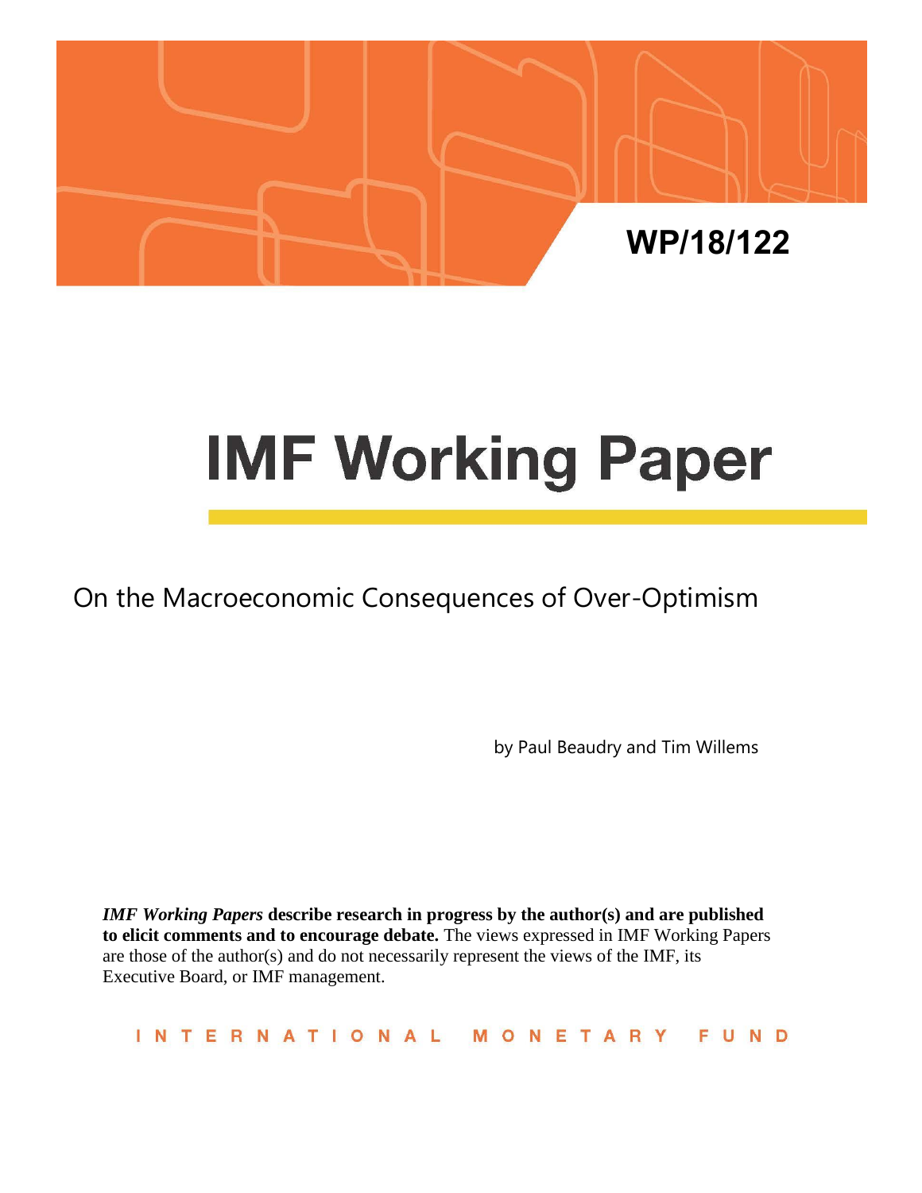WP/18/122

# IMF Working Paper

## On the Macroeconomic Consequences of Over-Optimism

by Paul Beaudry and Tim Willems

***IMF Working Papers* describe research in progress by the author(s) and are published to elicit comments and to encourage debate.** The views expressed in IMF Working Papers are those of the author(s) and do not necessarily represent the views of the IMF, its Executive Board, or IMF management.

INTERNATIONAL MONETARY FUND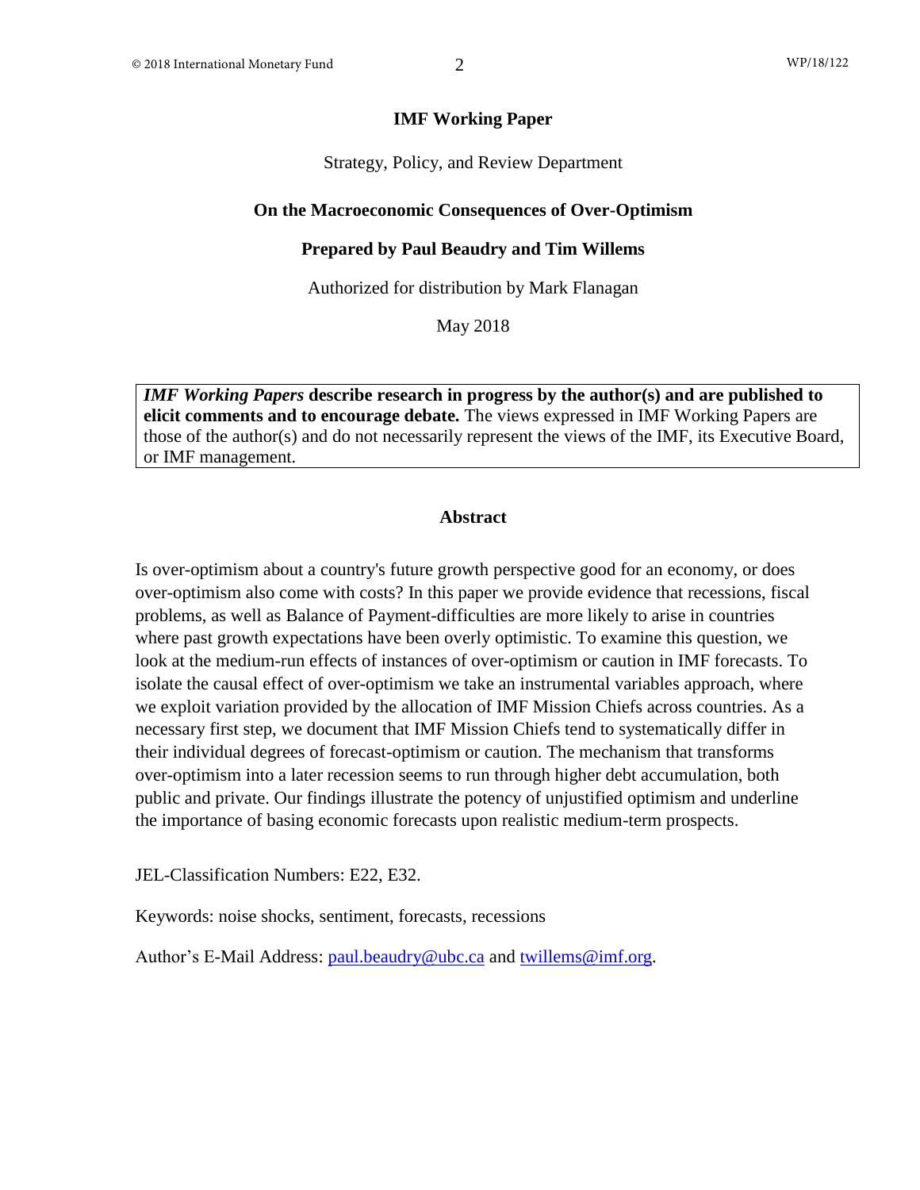**IMF Working Paper**

Strategy, Policy, and Review Department

**On the Macroeconomic Consequences of Over-Optimism**

**Prepared by Paul Beaudry and Tim Willems**

Authorized for distribution by Mark Flanagan

May 2018

***IMF Working Papers* describe research in progress by the author(s) and are published to elicit comments and to encourage debate.** The views expressed in IMF Working Papers are those of the author(s) and do not necessarily represent the views of the IMF, its Executive Board, or IMF management.

**Abstract**

Is over-optimism about a country's future growth perspective good for an economy, or does over-optimism also come with costs? In this paper we provide evidence that recessions, fiscal problems, as well as Balance of Payment-difficulties are more likely to arise in countries where past growth expectations have been overly optimistic. To examine this question, we look at the medium-run effects of instances of over-optimism or caution in IMF forecasts. To isolate the causal effect of over-optimism we take an instrumental variables approach, where we exploit variation provided by the allocation of IMF Mission Chiefs across countries. As a necessary first step, we document that IMF Mission Chiefs tend to systematically differ in their individual degrees of forecast-optimism or caution. The mechanism that transforms over-optimism into a later recession seems to run through higher debt accumulation, both public and private. Our findings illustrate the potency of unjustified optimism and underline the importance of basing economic forecasts upon realistic medium-term prospects.

JEL-Classification Numbers: E22, E32.

Keywords: noise shocks, sentiment, forecasts, recessions

Author's E-Mail Address: paul.beaudry@ubc.ca and twillems@imf.org.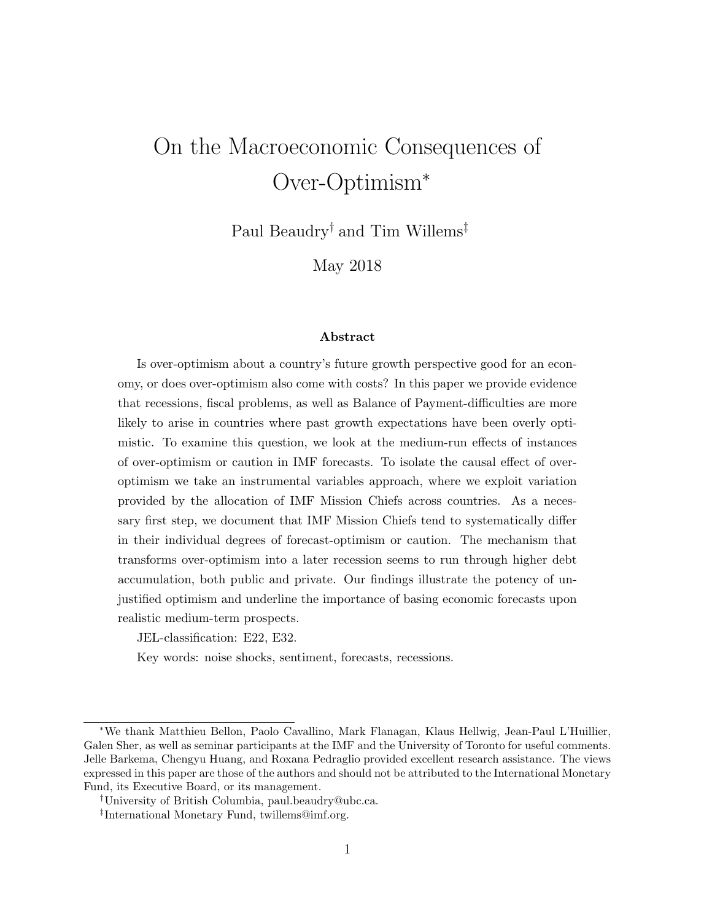# On the Macroeconomic Consequences of Over-Optimism*

Paul Beaudry[†] and Tim Willems[‡]

May 2018

### Abstract

Is over-optimism about a country's future growth perspective good for an economy, or does over-optimism also come with costs? In this paper we provide evidence that recessions, fiscal problems, as well as Balance of Payment-difficulties are more likely to arise in countries where past growth expectations have been overly optimistic. To examine this question, we look at the medium-run effects of instances of over-optimism or caution in IMF forecasts. To isolate the causal effect of over-optimism we take an instrumental variables approach, where we exploit variation provided by the allocation of IMF Mission Chiefs across countries. As a necessary first step, we document that IMF Mission Chiefs tend to systematically differ in their individual degrees of forecast-optimism or caution. The mechanism that transforms over-optimism into a later recession seems to run through higher debt accumulation, both public and private. Our findings illustrate the potency of unjustified optimism and underline the importance of basing economic forecasts upon realistic medium-term prospects.

JEL-classification: E22, E32.

Key words: noise shocks, sentiment, forecasts, recessions.

---

*We thank Matthieu Bellon, Paolo Cavallino, Mark Flanagan, Klaus Hellwig, Jean-Paul L'Huillier, Galen Sher, as well as seminar participants at the IMF and the University of Toronto for useful comments. Jelle Barkema, Chengyu Huang, and Roxana Pedraglio provided excellent research assistance. The views expressed in this paper are those of the authors and should not be attributed to the International Monetary Fund, its Executive Board, or its management.

[†]University of British Columbia, paul.beaudry@ubc.ca.

[‡]International Monetary Fund, twillems@imf.org.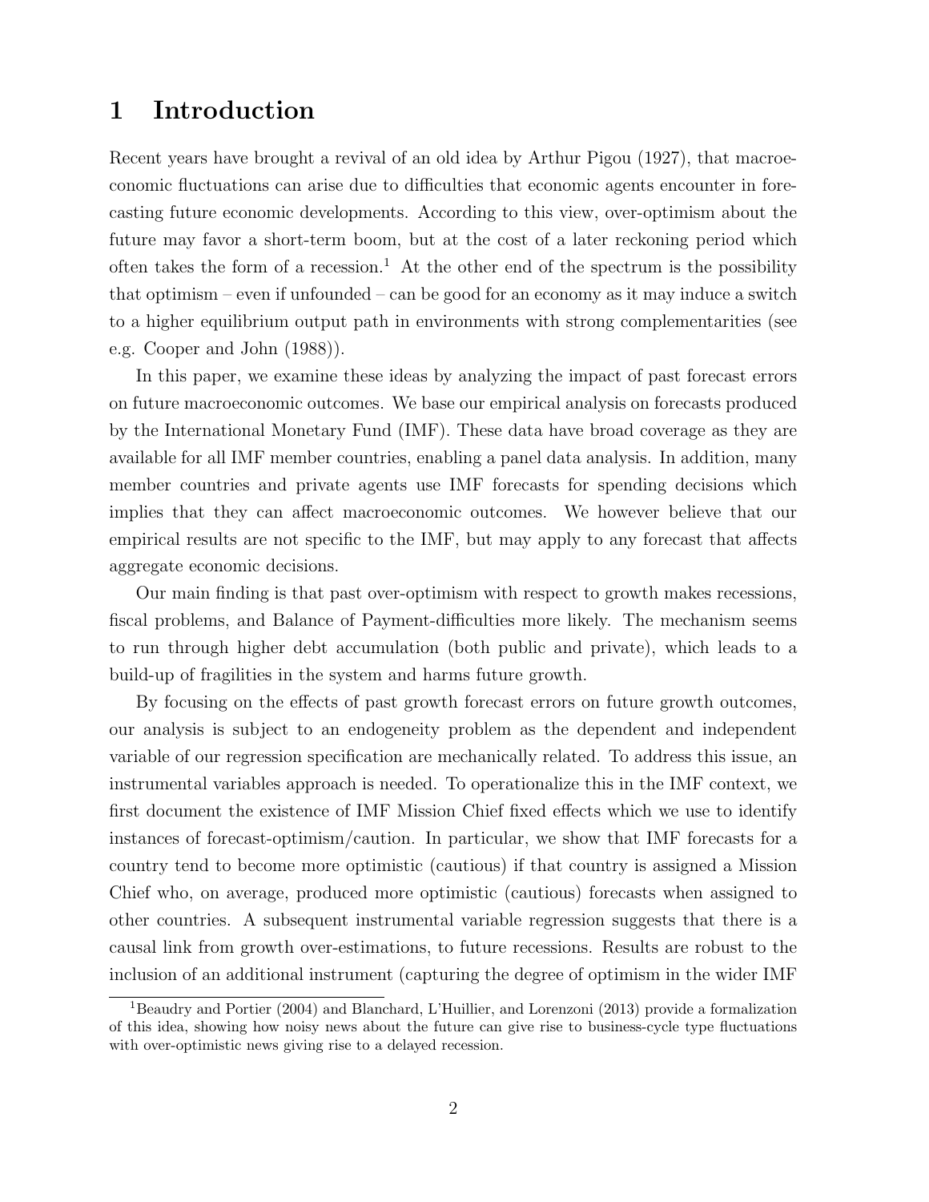# 1 Introduction

Recent years have brought a revival of an old idea by Arthur Pigou (1927), that macroeconomic fluctuations can arise due to difficulties that economic agents encounter in forecasting future economic developments. According to this view, over-optimism about the future may favor a short-term boom, but at the cost of a later reckoning period which often takes the form of a recession.[1] At the other end of the spectrum is the possibility that optimism – even if unfounded – can be good for an economy as it may induce a switch to a higher equilibrium output path in environments with strong complementarities (see e.g. Cooper and John (1988)).

In this paper, we examine these ideas by analyzing the impact of past forecast errors on future macroeconomic outcomes. We base our empirical analysis on forecasts produced by the International Monetary Fund (IMF). These data have broad coverage as they are available for all IMF member countries, enabling a panel data analysis. In addition, many member countries and private agents use IMF forecasts for spending decisions which implies that they can affect macroeconomic outcomes. We however believe that our empirical results are not specific to the IMF, but may apply to any forecast that affects aggregate economic decisions.

Our main finding is that past over-optimism with respect to growth makes recessions, fiscal problems, and Balance of Payment-difficulties more likely. The mechanism seems to run through higher debt accumulation (both public and private), which leads to a build-up of fragilities in the system and harms future growth.

By focusing on the effects of past growth forecast errors on future growth outcomes, our analysis is subject to an endogeneity problem as the dependent and independent variable of our regression specification are mechanically related. To address this issue, an instrumental variables approach is needed. To operationalize this in the IMF context, we first document the existence of IMF Mission Chief fixed effects which we use to identify instances of forecast-optimism/caution. In particular, we show that IMF forecasts for a country tend to become more optimistic (cautious) if that country is assigned a Mission Chief who, on average, produced more optimistic (cautious) forecasts when assigned to other countries. A subsequent instrumental variable regression suggests that there is a causal link from growth over-estimations, to future recessions. Results are robust to the inclusion of an additional instrument (capturing the degree of optimism in the wider IMF

[1] Beaudry and Portier (2004) and Blanchard, L'Huillier, and Lorenzoni (2013) provide a formalization of this idea, showing how noisy news about the future can give rise to business-cycle type fluctuations with over-optimistic news giving rise to a delayed recession.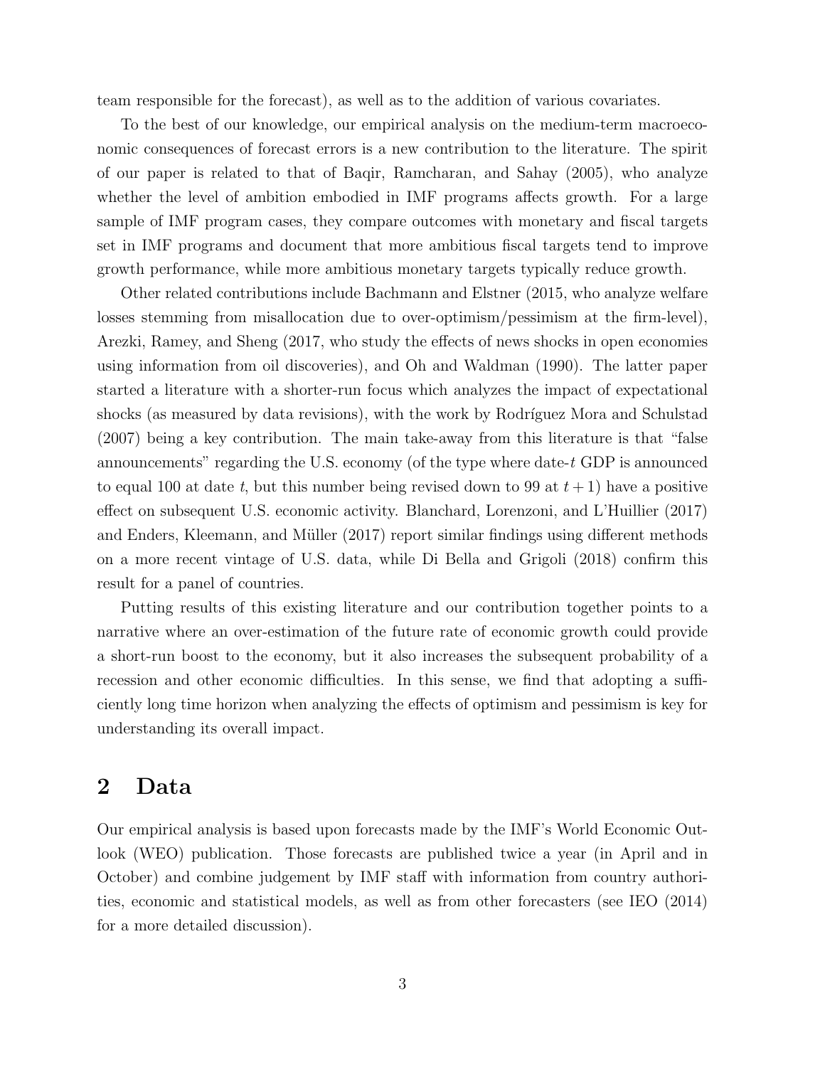team responsible for the forecast), as well as to the addition of various covariates.

To the best of our knowledge, our empirical analysis on the medium-term macroeconomic consequences of forecast errors is a new contribution to the literature. The spirit of our paper is related to that of Baqir, Ramcharan, and Sahay (2005), who analyze whether the level of ambition embodied in IMF programs affects growth. For a large sample of IMF program cases, they compare outcomes with monetary and fiscal targets set in IMF programs and document that more ambitious fiscal targets tend to improve growth performance, while more ambitious monetary targets typically reduce growth.

Other related contributions include Bachmann and Elstner (2015, who analyze welfare losses stemming from misallocation due to over-optimism/pessimism at the firm-level), Arezki, Ramey, and Sheng (2017, who study the effects of news shocks in open economies using information from oil discoveries), and Oh and Waldman (1990). The latter paper started a literature with a shorter-run focus which analyzes the impact of expectational shocks (as measured by data revisions), with the work by Rodríguez Mora and Schulstad (2007) being a key contribution. The main take-away from this literature is that "false announcements" regarding the U.S. economy (of the type where date-$t$ GDP is announced to equal 100 at date $t$, but this number being revised down to 99 at $t + 1$) have a positive effect on subsequent U.S. economic activity. Blanchard, Lorenzoni, and L'Huillier (2017) and Enders, Kleemann, and Müller (2017) report similar findings using different methods on a more recent vintage of U.S. data, while Di Bella and Grigoli (2018) confirm this result for a panel of countries.

Putting results of this existing literature and our contribution together points to a narrative where an over-estimation of the future rate of economic growth could provide a short-run boost to the economy, but it also increases the subsequent probability of a recession and other economic difficulties. In this sense, we find that adopting a sufficiently long time horizon when analyzing the effects of optimism and pessimism is key for understanding its overall impact.

## 2 Data

Our empirical analysis is based upon forecasts made by the IMF's World Economic Outlook (WEO) publication. Those forecasts are published twice a year (in April and in October) and combine judgement by IMF staff with information from country authorities, economic and statistical models, as well as from other forecasters (see IEO (2014) for a more detailed discussion).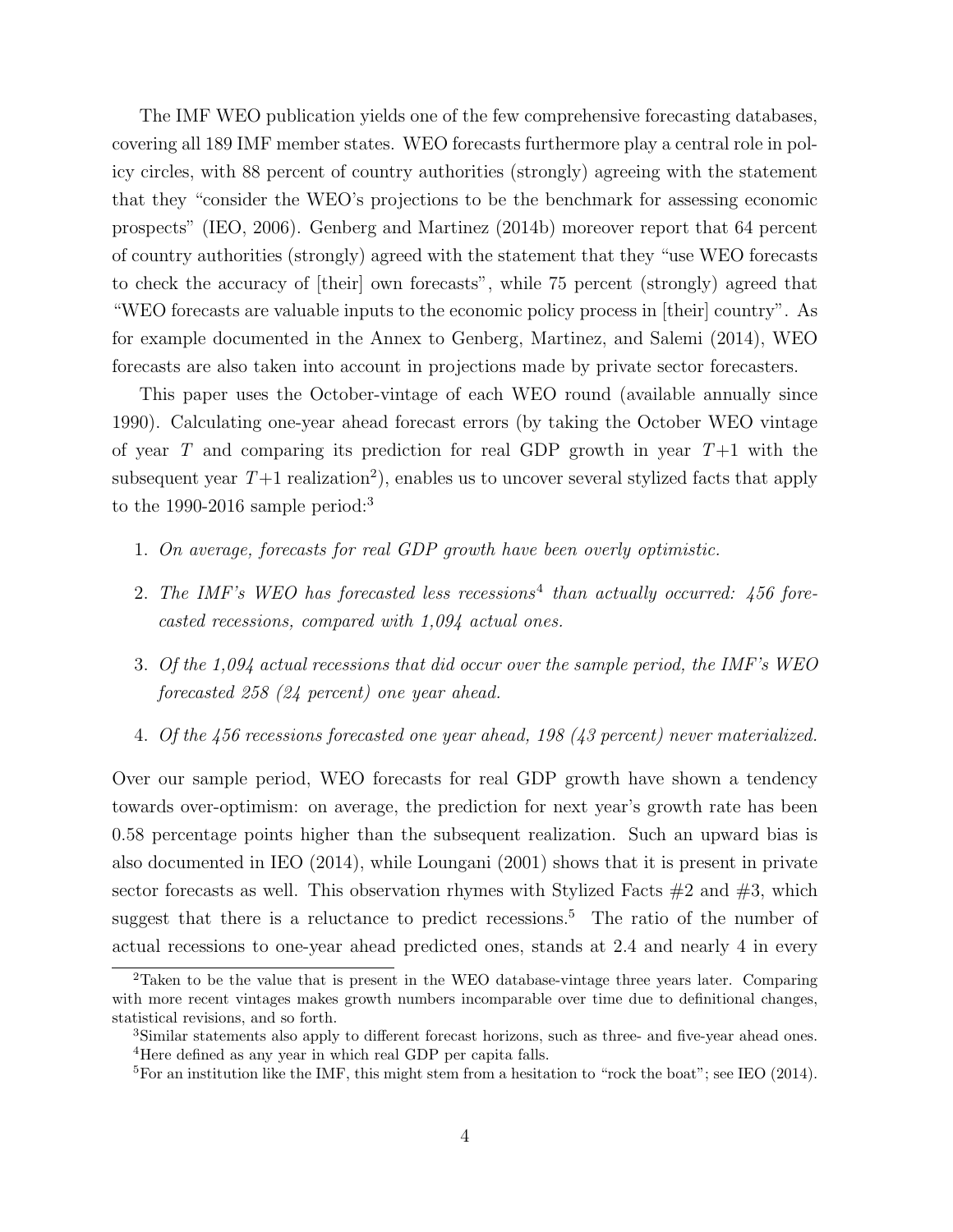The IMF WEO publication yields one of the few comprehensive forecasting databases, covering all 189 IMF member states. WEO forecasts furthermore play a central role in policy circles, with 88 percent of country authorities (strongly) agreeing with the statement that they "consider the WEO's projections to be the benchmark for assessing economic prospects" (IEO, 2006). Genberg and Martinez (2014b) moreover report that 64 percent of country authorities (strongly) agreed with the statement that they "use WEO forecasts to check the accuracy of [their] own forecasts", while 75 percent (strongly) agreed that "WEO forecasts are valuable inputs to the economic policy process in [their] country". As for example documented in the Annex to Genberg, Martinez, and Salemi (2014), WEO forecasts are also taken into account in projections made by private sector forecasters.

This paper uses the October-vintage of each WEO round (available annually since 1990). Calculating one-year ahead forecast errors (by taking the October WEO vintage of year $T$ and comparing its prediction for real GDP growth in year $T$+1 with the subsequent year $T$+1 realization[2]), enables us to uncover several stylized facts that apply to the 1990-2016 sample period:[3]

1. *On average, forecasts for real GDP growth have been overly optimistic.*
2. *The IMF's WEO has forecasted less recessions*[4] *than actually occurred: 456 forecasted recessions, compared with 1,094 actual ones.*
3. *Of the 1,094 actual recessions that did occur over the sample period, the IMF's WEO forecasted 258 (24 percent) one year ahead.*
4. *Of the 456 recessions forecasted one year ahead, 198 (43 percent) never materialized.*

Over our sample period, WEO forecasts for real GDP growth have shown a tendency towards over-optimism: on average, the prediction for next year's growth rate has been 0.58 percentage points higher than the subsequent realization. Such an upward bias is also documented in IEO (2014), while Loungani (2001) shows that it is present in private sector forecasts as well. This observation rhymes with Stylized Facts #2 and #3, which suggest that there is a reluctance to predict recessions.[5] The ratio of the number of actual recessions to one-year ahead predicted ones, stands at 2.4 and nearly 4 in every

---

[2] Taken to be the value that is present in the WEO database-vintage three years later. Comparing with more recent vintages makes growth numbers incomparable over time due to definitional changes, statistical revisions, and so forth.

[3] Similar statements also apply to different forecast horizons, such as three- and five-year ahead ones.

[4] Here defined as any year in which real GDP per capita falls.

[5] For an institution like the IMF, this might stem from a hesitation to "rock the boat"; see IEO (2014).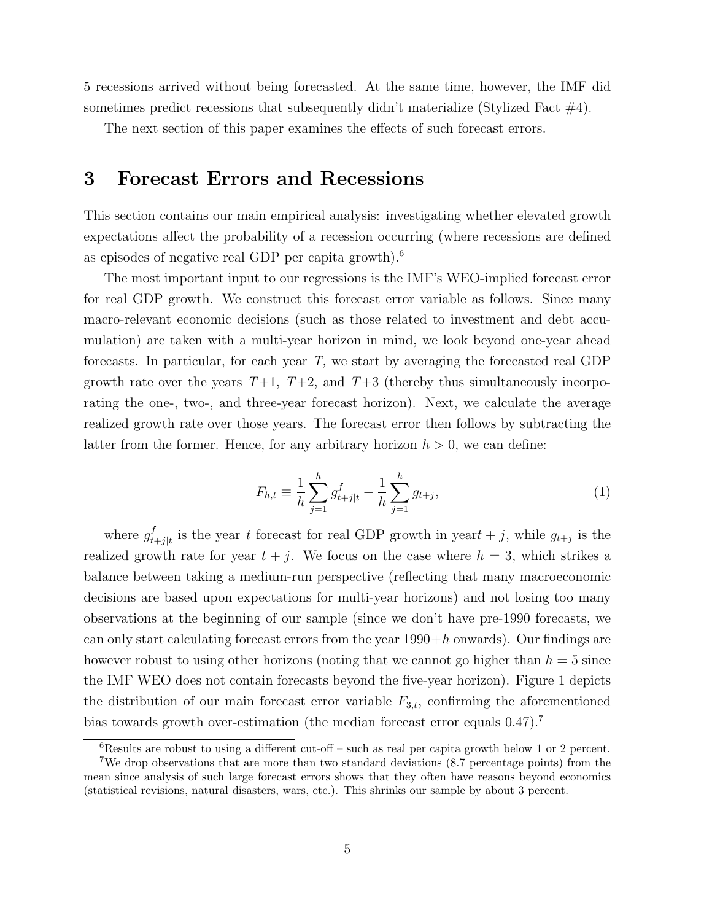5 recessions arrived without being forecasted. At the same time, however, the IMF did sometimes predict recessions that subsequently didn't materialize (Stylized Fact #4).

The next section of this paper examines the effects of such forecast errors.

# 3 Forecast Errors and Recessions

This section contains our main empirical analysis: investigating whether elevated growth expectations affect the probability of a recession occurring (where recessions are defined as episodes of negative real GDP per capita growth).[6]

The most important input to our regressions is the IMF's WEO-implied forecast error for real GDP growth. We construct this forecast error variable as follows. Since many macro-relevant economic decisions (such as those related to investment and debt accumulation) are taken with a multi-year horizon in mind, we look beyond one-year ahead forecasts. In particular, for each year $T$, we start by averaging the forecasted real GDP growth rate over the years $T+1$, $T+2$, and $T+3$ (thereby thus simultaneously incorporating the one-, two-, and three-year forecast horizon). Next, we calculate the average realized growth rate over those years. The forecast error then follows by subtracting the latter from the former. Hence, for any arbitrary horizon $h > 0$, we can define:

$$F_{h,t} \equiv \frac{1}{h}\sum_{j=1}^{h} g^{f}_{t+j|t} - \frac{1}{h}\sum_{j=1}^{h} g_{t+j}, \tag{1}$$

where $g^{f}_{t+j|t}$ is the year $t$ forecast for real GDP growth in year$t+j$, while $g_{t+j}$ is the realized growth rate for year $t+j$. We focus on the case where $h = 3$, which strikes a balance between taking a medium-run perspective (reflecting that many macroeconomic decisions are based upon expectations for multi-year horizons) and not losing too many observations at the beginning of our sample (since we don't have pre-1990 forecasts, we can only start calculating forecast errors from the year $1990+h$ onwards). Our findings are however robust to using other horizons (noting that we cannot go higher than $h = 5$ since the IMF WEO does not contain forecasts beyond the five-year horizon). Figure 1 depicts the distribution of our main forecast error variable $F_{3,t}$, confirming the aforementioned bias towards growth over-estimation (the median forecast error equals 0.47).[7]

[6] Results are robust to using a different cut-off – such as real per capita growth below 1 or 2 percent.

[7] We drop observations that are more than two standard deviations (8.7 percentage points) from the mean since analysis of such large forecast errors shows that they often have reasons beyond economics (statistical revisions, natural disasters, wars, etc.). This shrinks our sample by about 3 percent.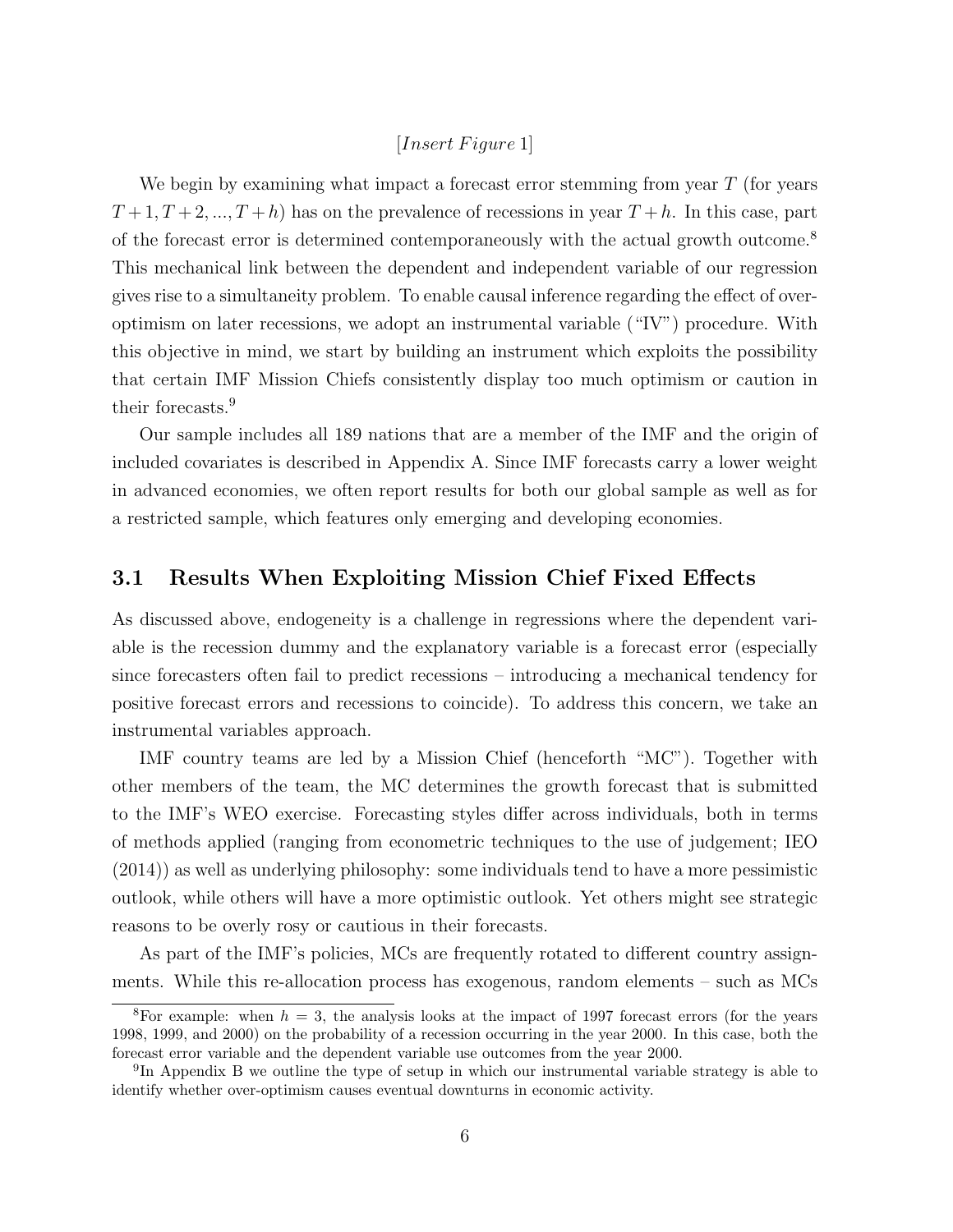[*Insert Figure* 1]

We begin by examining what impact a forecast error stemming from year $T$ (for years $T+1, T+2, ..., T+h$) has on the prevalence of recessions in year $T+h$. In this case, part of the forecast error is determined contemporaneously with the actual growth outcome.[8] This mechanical link between the dependent and independent variable of our regression gives rise to a simultaneity problem. To enable causal inference regarding the effect of over-optimism on later recessions, we adopt an instrumental variable ("IV") procedure. With this objective in mind, we start by building an instrument which exploits the possibility that certain IMF Mission Chiefs consistently display too much optimism or caution in their forecasts.[9]

Our sample includes all 189 nations that are a member of the IMF and the origin of included covariates is described in Appendix A. Since IMF forecasts carry a lower weight in advanced economies, we often report results for both our global sample as well as for a restricted sample, which features only emerging and developing economies.

### 3.1 Results When Exploiting Mission Chief Fixed Effects

As discussed above, endogeneity is a challenge in regressions where the dependent variable is the recession dummy and the explanatory variable is a forecast error (especially since forecasters often fail to predict recessions – introducing a mechanical tendency for positive forecast errors and recessions to coincide). To address this concern, we take an instrumental variables approach.

IMF country teams are led by a Mission Chief (henceforth "MC"). Together with other members of the team, the MC determines the growth forecast that is submitted to the IMF's WEO exercise. Forecasting styles differ across individuals, both in terms of methods applied (ranging from econometric techniques to the use of judgement; IEO (2014)) as well as underlying philosophy: some individuals tend to have a more pessimistic outlook, while others will have a more optimistic outlook. Yet others might see strategic reasons to be overly rosy or cautious in their forecasts.

As part of the IMF's policies, MCs are frequently rotated to different country assignments. While this re-allocation process has exogenous, random elements – such as MCs

[8] For example: when $h = 3$, the analysis looks at the impact of 1997 forecast errors (for the years 1998, 1999, and 2000) on the probability of a recession occurring in the year 2000. In this case, both the forecast error variable and the dependent variable use outcomes from the year 2000.

[9] In Appendix B we outline the type of setup in which our instrumental variable strategy is able to identify whether over-optimism causes eventual downturns in economic activity.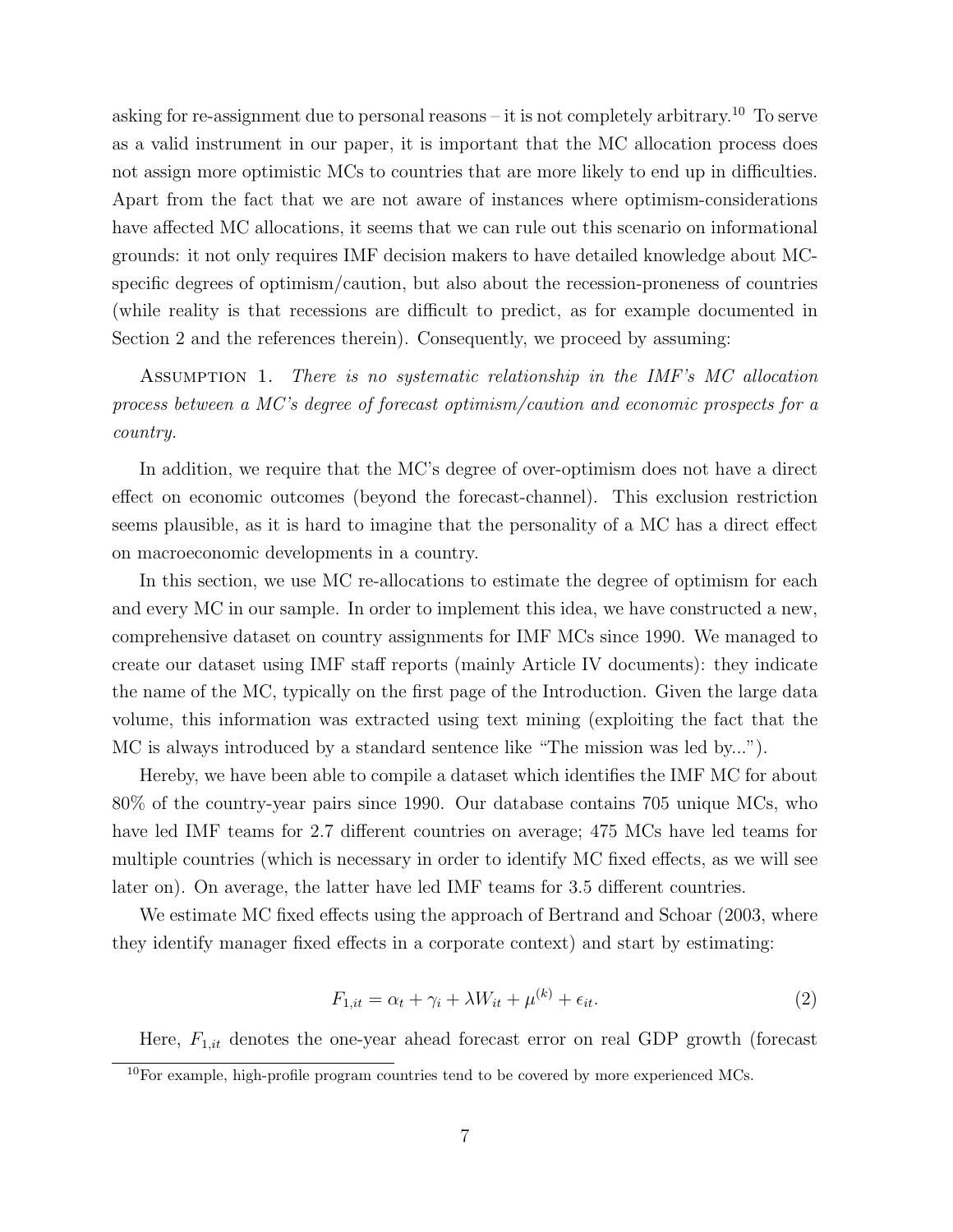asking for re-assignment due to personal reasons – it is not completely arbitrary.[10] To serve as a valid instrument in our paper, it is important that the MC allocation process does not assign more optimistic MCs to countries that are more likely to end up in difficulties. Apart from the fact that we are not aware of instances where optimism-considerations have affected MC allocations, it seems that we can rule out this scenario on informational grounds: it not only requires IMF decision makers to have detailed knowledge about MC-specific degrees of optimism/caution, but also about the recession-proneness of countries (while reality is that recessions are difficult to predict, as for example documented in Section 2 and the references therein). Consequently, we proceed by assuming:

Assumption 1. *There is no systematic relationship in the IMF's MC allocation process between a MC's degree of forecast optimism/caution and economic prospects for a country.*

In addition, we require that the MC's degree of over-optimism does not have a direct effect on economic outcomes (beyond the forecast-channel). This exclusion restriction seems plausible, as it is hard to imagine that the personality of a MC has a direct effect on macroeconomic developments in a country.

In this section, we use MC re-allocations to estimate the degree of optimism for each and every MC in our sample. In order to implement this idea, we have constructed a new, comprehensive dataset on country assignments for IMF MCs since 1990. We managed to create our dataset using IMF staff reports (mainly Article IV documents): they indicate the name of the MC, typically on the first page of the Introduction. Given the large data volume, this information was extracted using text mining (exploiting the fact that the MC is always introduced by a standard sentence like "The mission was led by...").

Hereby, we have been able to compile a dataset which identifies the IMF MC for about 80% of the country-year pairs since 1990. Our database contains 705 unique MCs, who have led IMF teams for 2.7 different countries on average; 475 MCs have led teams for multiple countries (which is necessary in order to identify MC fixed effects, as we will see later on). On average, the latter have led IMF teams for 3.5 different countries.

We estimate MC fixed effects using the approach of Bertrand and Schoar (2003, where they identify manager fixed effects in a corporate context) and start by estimating:

$$F_{1,it} = \alpha_t + \gamma_i + \lambda W_{it} + \mu^{(k)} + \epsilon_{it}. \tag{2}$$

Here, $F_{1,it}$ denotes the one-year ahead forecast error on real GDP growth (forecast

[10] For example, high-profile program countries tend to be covered by more experienced MCs.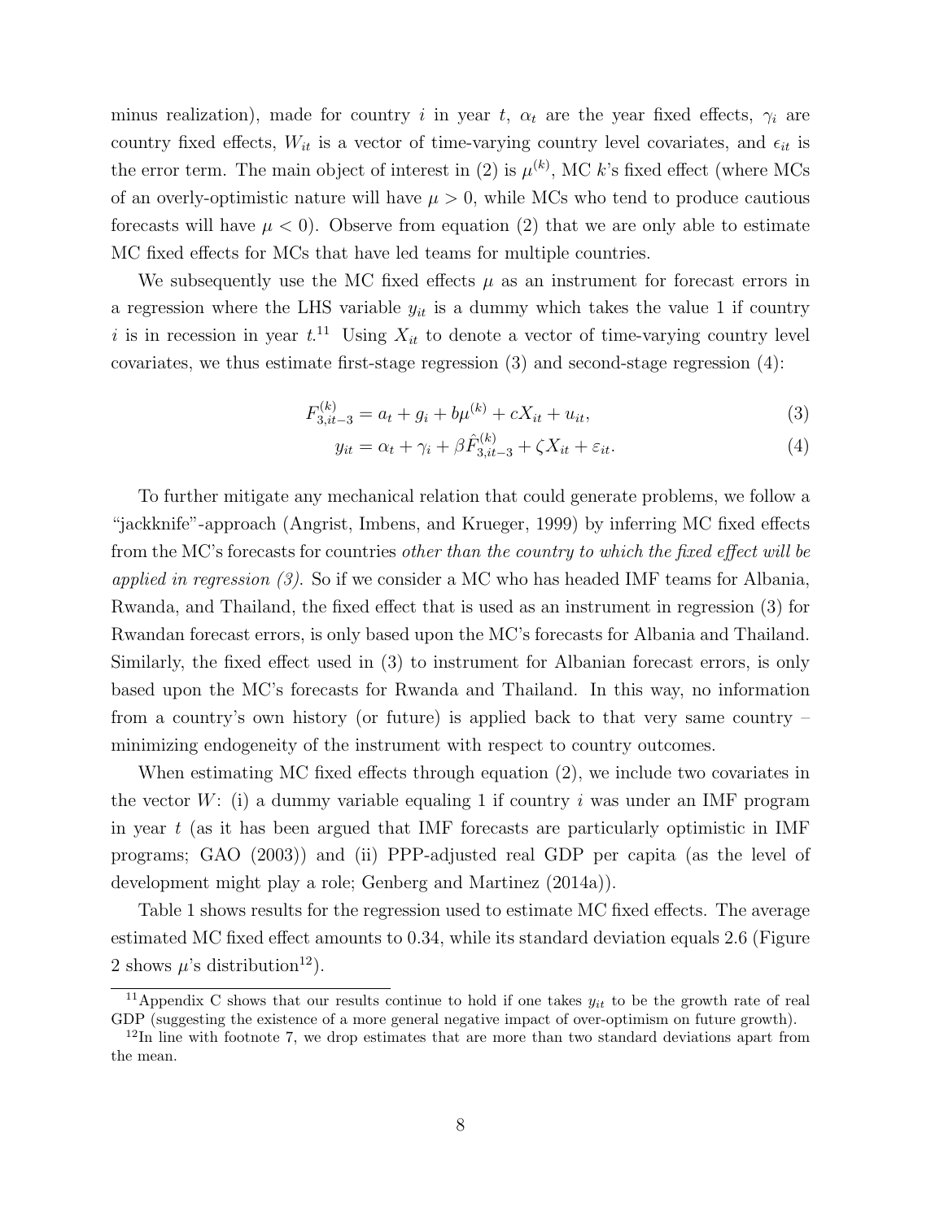minus realization), made for country $i$ in year $t$, $\alpha_t$ are the year fixed effects, $\gamma_i$ are country fixed effects, $W_{it}$ is a vector of time-varying country level covariates, and $\epsilon_{it}$ is the error term. The main object of interest in (2) is $\mu^{(k)}$, MC $k$'s fixed effect (where MCs of an overly-optimistic nature will have $\mu > 0$, while MCs who tend to produce cautious forecasts will have $\mu < 0$). Observe from equation (2) that we are only able to estimate MC fixed effects for MCs that have led teams for multiple countries.

We subsequently use the MC fixed effects $\mu$ as an instrument for forecast errors in a regression where the LHS variable $y_{it}$ is a dummy which takes the value 1 if country $i$ is in recession in year $t$.[11] Using $X_{it}$ to denote a vector of time-varying country level covariates, we thus estimate first-stage regression (3) and second-stage regression (4):

$$F^{(k)}_{3,it-3} = a_t + g_i + b\mu^{(k)} + cX_{it} + u_{it}, \tag{3}$$

$$y_{it} = \alpha_t + \gamma_i + \beta\hat{F}^{(k)}_{3,it-3} + \zeta X_{it} + \varepsilon_{it}. \tag{4}$$

To further mitigate any mechanical relation that could generate problems, we follow a "jackknife"-approach (Angrist, Imbens, and Krueger, 1999) by inferring MC fixed effects from the MC's forecasts for countries *other than the country to which the fixed effect will be applied in regression (3)*. So if we consider a MC who has headed IMF teams for Albania, Rwanda, and Thailand, the fixed effect that is used as an instrument in regression (3) for Rwandan forecast errors, is only based upon the MC's forecasts for Albania and Thailand. Similarly, the fixed effect used in (3) to instrument for Albanian forecast errors, is only based upon the MC's forecasts for Rwanda and Thailand. In this way, no information from a country's own history (or future) is applied back to that very same country – minimizing endogeneity of the instrument with respect to country outcomes.

When estimating MC fixed effects through equation (2), we include two covariates in the vector $W$: (i) a dummy variable equaling 1 if country $i$ was under an IMF program in year $t$ (as it has been argued that IMF forecasts are particularly optimistic in IMF programs; GAO (2003)) and (ii) PPP-adjusted real GDP per capita (as the level of development might play a role; Genberg and Martinez (2014a)).

Table 1 shows results for the regression used to estimate MC fixed effects. The average estimated MC fixed effect amounts to 0.34, while its standard deviation equals 2.6 (Figure 2 shows $\mu$'s distribution[12]).

[11] Appendix C shows that our results continue to hold if one takes $y_{it}$ to be the growth rate of real GDP (suggesting the existence of a more general negative impact of over-optimism on future growth).

[12] In line with footnote 7, we drop estimates that are more than two standard deviations apart from the mean.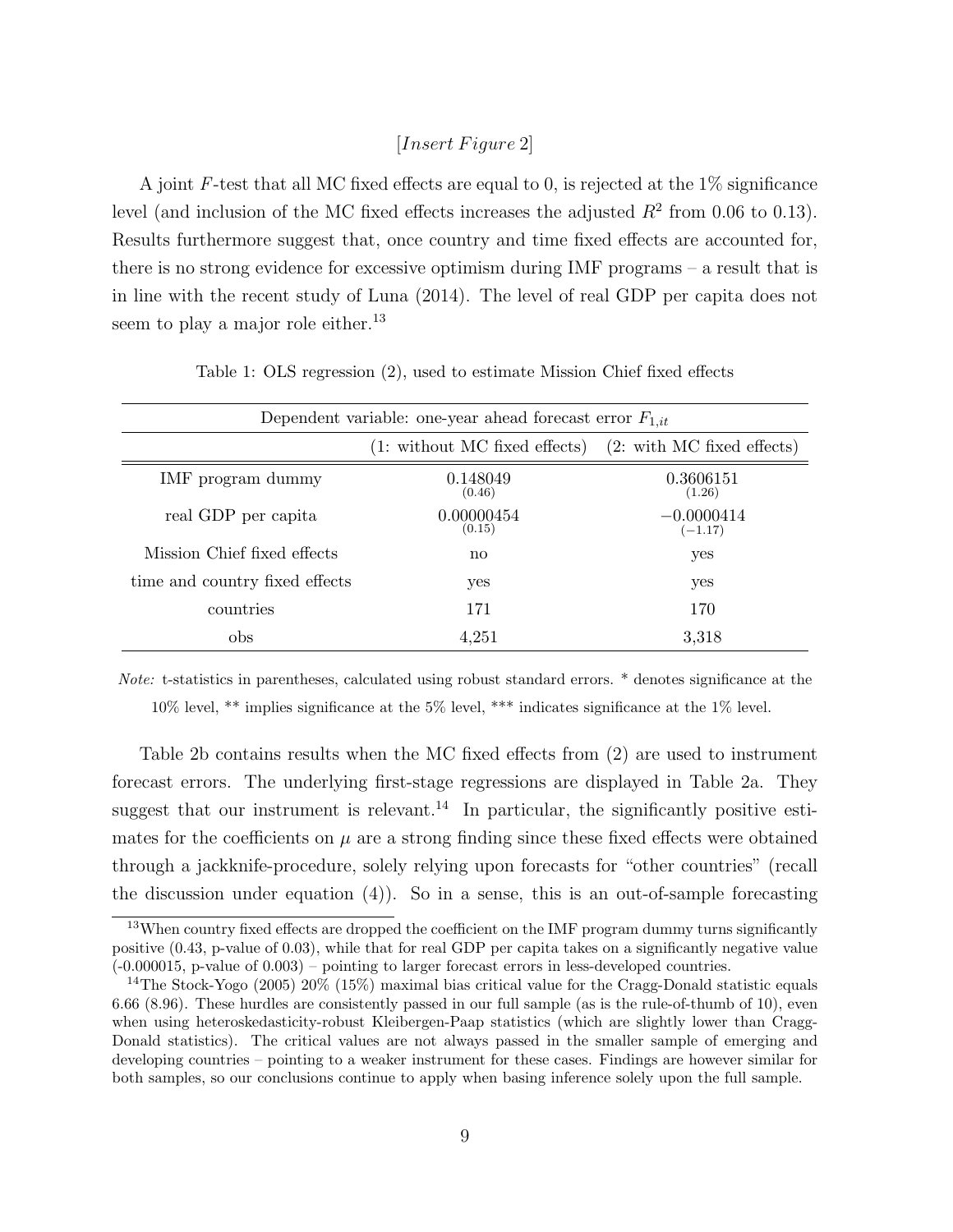[*Insert Figure* 2]

A joint $F$-test that all MC fixed effects are equal to 0, is rejected at the 1% significance level (and inclusion of the MC fixed effects increases the adjusted $R^2$ from 0.06 to 0.13). Results furthermore suggest that, once country and time fixed effects are accounted for, there is no strong evidence for excessive optimism during IMF programs – a result that is in line with the recent study of Luna (2014). The level of real GDP per capita does not seem to play a major role either.[13]

Table 1: OLS regression (2), used to estimate Mission Chief fixed effects

| Dependent variable: one-year ahead forecast error $F_{1,it}$ | | |
|---|---|---|
| | (1: without MC fixed effects) | (2: with MC fixed effects) |
| IMF program dummy | 0.148049 (0.46) | 0.3606151 (1.26) |
| real GDP per capita | 0.00000454 (0.15) | −0.0000414 (−1.17) |
| Mission Chief fixed effects | no | yes |
| time and country fixed effects | yes | yes |
| countries | 171 | 170 |
| obs | 4,251 | 3,318 |

*Note:* t-statistics in parentheses, calculated using robust standard errors. * denotes significance at the 10% level, ** implies significance at the 5% level, *** indicates significance at the 1% level.

Table 2b contains results when the MC fixed effects from (2) are used to instrument forecast errors. The underlying first-stage regressions are displayed in Table 2a. They suggest that our instrument is relevant.[14] In particular, the significantly positive estimates for the coefficients on $\mu$ are a strong finding since these fixed effects were obtained through a jackknife-procedure, solely relying upon forecasts for "other countries" (recall the discussion under equation (4)). So in a sense, this is an out-of-sample forecasting

[13] When country fixed effects are dropped the coefficient on the IMF program dummy turns significantly positive (0.43, p-value of 0.03), while that for real GDP per capita takes on a significantly negative value (-0.000015, p-value of 0.003) – pointing to larger forecast errors in less-developed countries.

[14] The Stock-Yogo (2005) 20% (15%) maximal bias critical value for the Cragg-Donald statistic equals 6.66 (8.96). These hurdles are consistently passed in our full sample (as is the rule-of-thumb of 10), even when using heteroskedasticity-robust Kleibergen-Paap statistics (which are slightly lower than Cragg-Donald statistics). The critical values are not always passed in the smaller sample of emerging and developing countries – pointing to a weaker instrument for these cases. Findings are however similar for both samples, so our conclusions continue to apply when basing inference solely upon the full sample.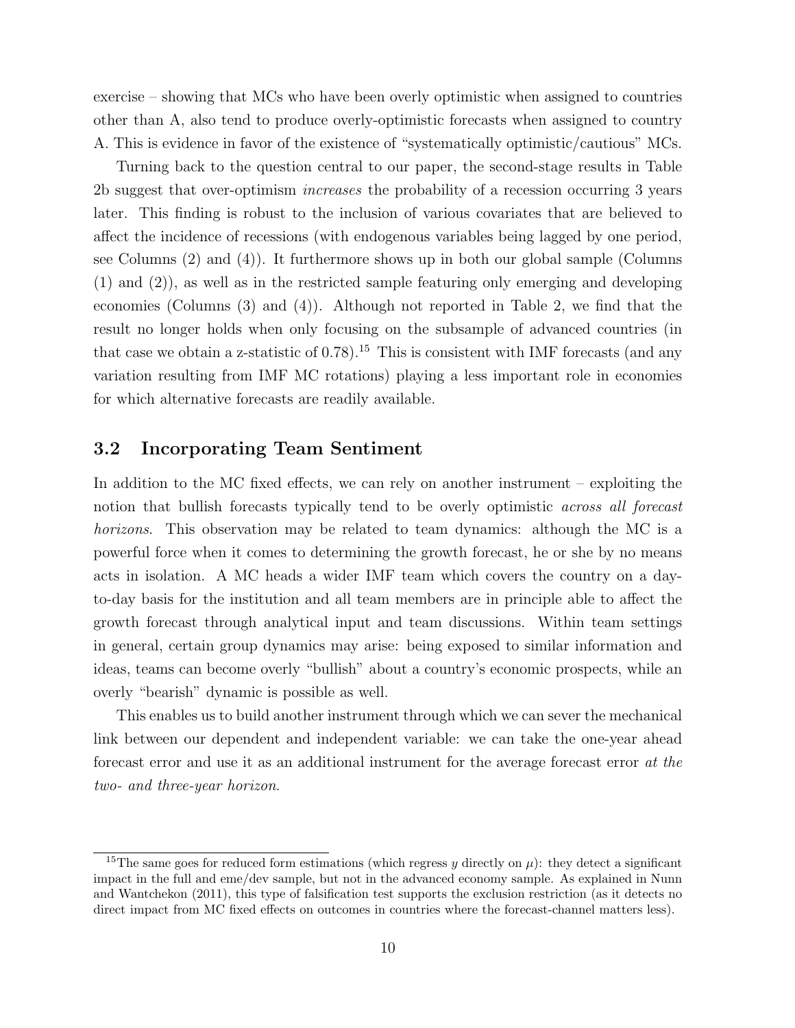exercise – showing that MCs who have been overly optimistic when assigned to countries other than A, also tend to produce overly-optimistic forecasts when assigned to country A. This is evidence in favor of the existence of "systematically optimistic/cautious" MCs.

Turning back to the question central to our paper, the second-stage results in Table 2b suggest that over-optimism *increases* the probability of a recession occurring 3 years later. This finding is robust to the inclusion of various covariates that are believed to affect the incidence of recessions (with endogenous variables being lagged by one period, see Columns (2) and (4)). It furthermore shows up in both our global sample (Columns (1) and (2)), as well as in the restricted sample featuring only emerging and developing economies (Columns (3) and (4)). Although not reported in Table 2, we find that the result no longer holds when only focusing on the subsample of advanced countries (in that case we obtain a z-statistic of 0.78).[15] This is consistent with IMF forecasts (and any variation resulting from IMF MC rotations) playing a less important role in economies for which alternative forecasts are readily available.

## 3.2 Incorporating Team Sentiment

In addition to the MC fixed effects, we can rely on another instrument – exploiting the notion that bullish forecasts typically tend to be overly optimistic *across all forecast horizons*. This observation may be related to team dynamics: although the MC is a powerful force when it comes to determining the growth forecast, he or she by no means acts in isolation. A MC heads a wider IMF team which covers the country on a day-to-day basis for the institution and all team members are in principle able to affect the growth forecast through analytical input and team discussions. Within team settings in general, certain group dynamics may arise: being exposed to similar information and ideas, teams can become overly "bullish" about a country's economic prospects, while an overly "bearish" dynamic is possible as well.

This enables us to build another instrument through which we can sever the mechanical link between our dependent and independent variable: we can take the one-year ahead forecast error and use it as an additional instrument for the average forecast error *at the two- and three-year horizon*.

[15] The same goes for reduced form estimations (which regress $y$ directly on $\mu$): they detect a significant impact in the full and eme/dev sample, but not in the advanced economy sample. As explained in Nunn and Wantchekon (2011), this type of falsification test supports the exclusion restriction (as it detects no direct impact from MC fixed effects on outcomes in countries where the forecast-channel matters less).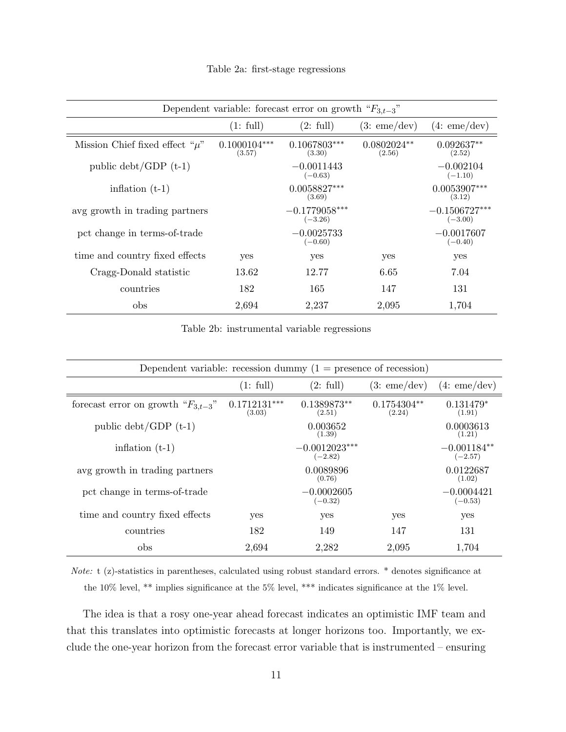Table 2a: first-stage regressions

| Dependent variable: forecast error on growth "$F_{3,t-3}$" | | | | |
|---|---|---|---|---|
| | (1: full) | (2: full) | (3: eme/dev) | (4: eme/dev) |
| Mission Chief fixed effect "$\mu$" | $0.1000104^{***}$ (3.57) | $0.1067803^{***}$ (3.30) | $0.0802024^{**}$ (2.56) | $0.092637^{**}$ (2.52) |
| public debt/GDP (t-1) | | $-0.0011443$ ($-0.63$) | | $-0.002104$ ($-1.10$) |
| inflation (t-1) | | $0.0058827^{***}$ (3.69) | | $0.0053907^{***}$ (3.12) |
| avg growth in trading partners | | $-0.1779058^{***}$ ($-3.26$) | | $-0.1506727^{***}$ ($-3.00$) |
| pct change in terms-of-trade | | $-0.0025733$ ($-0.60$) | | $-0.0017607$ ($-0.40$) |
| time and country fixed effects | yes | yes | yes | yes |
| Cragg-Donald statistic | 13.62 | 12.77 | 6.65 | 7.04 |
| countries | 182 | 165 | 147 | 131 |
| obs | 2,694 | 2,237 | 2,095 | 1,704 |

Table 2b: instrumental variable regressions

| Dependent variable: recession dummy (1 = presence of recession) | | | | |
|---|---|---|---|---|
| | (1: full) | (2: full) | (3: eme/dev) | (4: eme/dev) |
| forecast error on growth "$F_{3,t-3}$" | $0.1712131^{***}$ (3.03) | $0.1389873^{**}$ (2.51) | $0.1754304^{**}$ (2.24) | $0.131479^{*}$ (1.91) |
| public debt/GDP (t-1) | | 0.003652 (1.39) | | 0.0003613 (1.21) |
| inflation (t-1) | | $-0.0012023^{***}$ ($-2.82$) | | $-0.001184^{**}$ ($-2.57$) |
| avg growth in trading partners | | 0.0089896 (0.76) | | 0.0122687 (1.02) |
| pct change in terms-of-trade | | $-0.0002605$ ($-0.32$) | | $-0.0004421$ ($-0.53$) |
| time and country fixed effects | yes | yes | yes | yes |
| countries | 182 | 149 | 147 | 131 |
| obs | 2,694 | 2,282 | 2,095 | 1,704 |

*Note:* t (z)-statistics in parentheses, calculated using robust standard errors. * denotes significance at the 10% level, ** implies significance at the 5% level, *** indicates significance at the 1% level.

The idea is that a rosy one-year ahead forecast indicates an optimistic IMF team and that this translates into optimistic forecasts at longer horizons too. Importantly, we exclude the one-year horizon from the forecast error variable that is instrumented – ensuring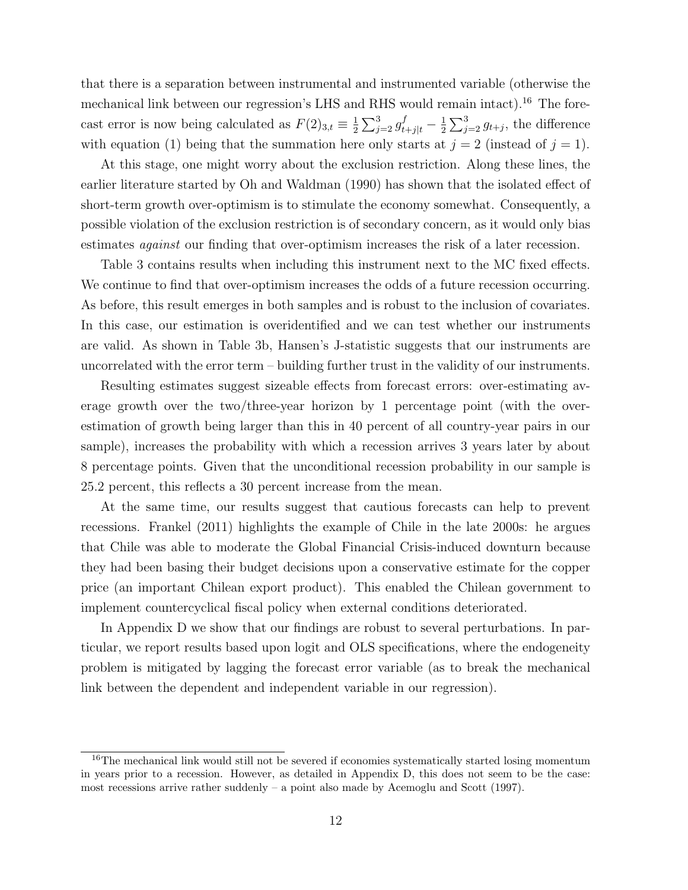that there is a separation between instrumental and instrumented variable (otherwise the mechanical link between our regression's LHS and RHS would remain intact).[16] The forecast error is now being calculated as $F(2)_{3,t} \equiv \frac{1}{2}\sum_{j=2}^{3} g^{f}_{t+j|t} - \frac{1}{2}\sum_{j=2}^{3} g_{t+j}$, the difference with equation (1) being that the summation here only starts at $j = 2$ (instead of $j = 1$).

At this stage, one might worry about the exclusion restriction. Along these lines, the earlier literature started by Oh and Waldman (1990) has shown that the isolated effect of short-term growth over-optimism is to stimulate the economy somewhat. Consequently, a possible violation of the exclusion restriction is of secondary concern, as it would only bias estimates *against* our finding that over-optimism increases the risk of a later recession.

Table 3 contains results when including this instrument next to the MC fixed effects. We continue to find that over-optimism increases the odds of a future recession occurring. As before, this result emerges in both samples and is robust to the inclusion of covariates. In this case, our estimation is overidentified and we can test whether our instruments are valid. As shown in Table 3b, Hansen's J-statistic suggests that our instruments are uncorrelated with the error term – building further trust in the validity of our instruments.

Resulting estimates suggest sizeable effects from forecast errors: over-estimating average growth over the two/three-year horizon by 1 percentage point (with the over-estimation of growth being larger than this in 40 percent of all country-year pairs in our sample), increases the probability with which a recession arrives 3 years later by about 8 percentage points. Given that the unconditional recession probability in our sample is 25.2 percent, this reflects a 30 percent increase from the mean.

At the same time, our results suggest that cautious forecasts can help to prevent recessions. Frankel (2011) highlights the example of Chile in the late 2000s: he argues that Chile was able to moderate the Global Financial Crisis-induced downturn because they had been basing their budget decisions upon a conservative estimate for the copper price (an important Chilean export product). This enabled the Chilean government to implement countercyclical fiscal policy when external conditions deteriorated.

In Appendix D we show that our findings are robust to several perturbations. In particular, we report results based upon logit and OLS specifications, where the endogeneity problem is mitigated by lagging the forecast error variable (as to break the mechanical link between the dependent and independent variable in our regression).

[16] The mechanical link would still not be severed if economies systematically started losing momentum in years prior to a recession. However, as detailed in Appendix D, this does not seem to be the case: most recessions arrive rather suddenly – a point also made by Acemoglu and Scott (1997).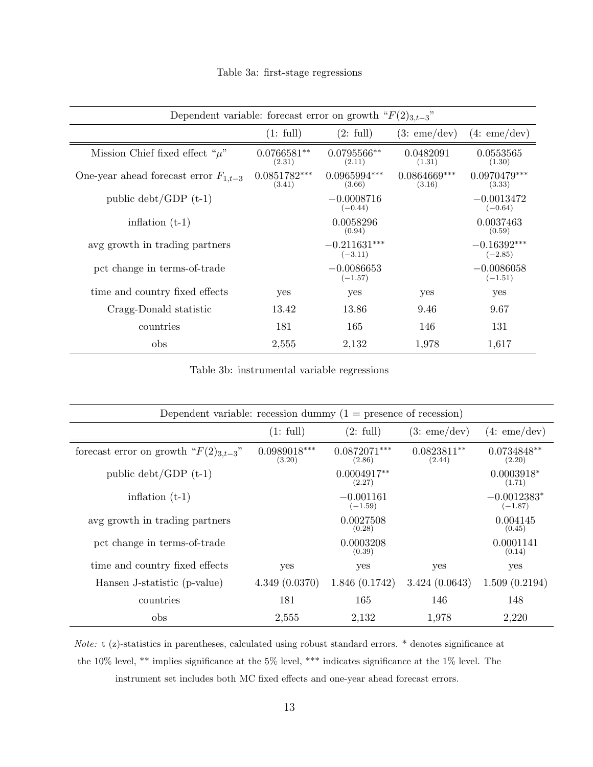Table 3a: first-stage regressions

| Dependent variable: forecast error on growth "$F(2)_{3,t-3}$" | | | | |
|---|---|---|---|---|
| | (1: full) | (2: full) | (3: eme/dev) | (4: eme/dev) |
| Mission Chief fixed effect "$\mu$" | 0.0766581** (2.31) | 0.0795566** (2.11) | 0.0482091 (1.31) | 0.0553565 (1.30) |
| One-year ahead forecast error $F_{1,t-3}$ | 0.0851782*** (3.41) | 0.0965994*** (3.66) | 0.0864669*** (3.16) | 0.0970479*** (3.33) |
| public debt/GDP (t-1) | | −0.0008716 (−0.44) | | −0.0013472 (−0.64) |
| inflation (t-1) | | 0.0058296 (0.94) | | 0.0037463 (0.59) |
| avg growth in trading partners | | −0.211631*** (−3.11) | | −0.16392*** (−2.85) |
| pct change in terms-of-trade | | −0.0086653 (−1.57) | | −0.0086058 (−1.51) |
| time and country fixed effects | yes | yes | yes | yes |
| Cragg-Donald statistic | 13.42 | 13.86 | 9.46 | 9.67 |
| countries | 181 | 165 | 146 | 131 |
| obs | 2,555 | 2,132 | 1,978 | 1,617 |

Table 3b: instrumental variable regressions

| Dependent variable: recession dummy (1 = presence of recession) | | | | |
|---|---|---|---|---|
| | (1: full) | (2: full) | (3: eme/dev) | (4: eme/dev) |
| forecast error on growth "$F(2)_{3,t-3}$" | 0.0989018*** (3.20) | 0.0872071*** (2.86) | 0.0823811** (2.44) | 0.0734848** (2.20) |
| public debt/GDP (t-1) | | 0.0004917** (2.27) | | 0.0003918* (1.71) |
| inflation (t-1) | | −0.001161 (−1.59) | | −0.0012383* (−1.87) |
| avg growth in trading partners | | 0.0027508 (0.28) | | 0.004145 (0.45) |
| pct change in terms-of-trade | | 0.0003208 (0.39) | | 0.0001141 (0.14) |
| time and country fixed effects | yes | yes | yes | yes |
| Hansen J-statistic (p-value) | 4.349 (0.0370) | 1.846 (0.1742) | 3.424 (0.0643) | 1.509 (0.2194) |
| countries | 181 | 165 | 146 | 148 |
| obs | 2,555 | 2,132 | 1,978 | 2,220 |

*Note:* t (z)-statistics in parentheses, calculated using robust standard errors. * denotes significance at the 10% level, ** implies significance at the 5% level, *** indicates significance at the 1% level. The instrument set includes both MC fixed effects and one-year ahead forecast errors.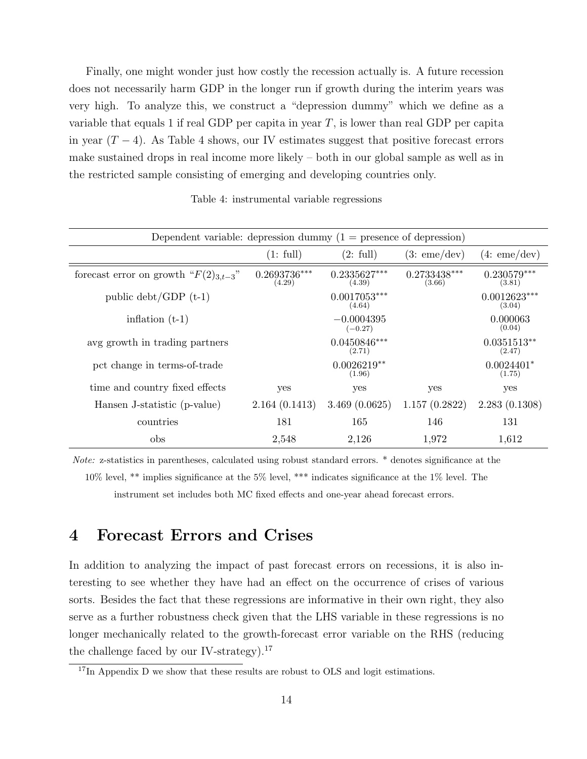Finally, one might wonder just how costly the recession actually is. A future recession does not necessarily harm GDP in the longer run if growth during the interim years was very high. To analyze this, we construct a "depression dummy" which we define as a variable that equals 1 if real GDP per capita in year $T$, is lower than real GDP per capita in year $(T-4)$. As Table 4 shows, our IV estimates suggest that positive forecast errors make sustained drops in real income more likely – both in our global sample as well as in the restricted sample consisting of emerging and developing countries only.

Table 4: instrumental variable regressions

| Dependent variable: depression dummy (1 = presence of depression) | | | | |
|---|---|---|---|---|
| | (1: full) | (2: full) | (3: eme/dev) | (4: eme/dev) |
| forecast error on growth "$F(2)_{3,t-3}$" | $0.2693736^{***}$ (4.29) | $0.2335627^{***}$ (4.39) | $0.2733438^{***}$ (3.66) | $0.230579^{***}$ (3.81) |
| public debt/GDP (t-1) | | $0.0017053^{***}$ (4.64) | | $0.0012623^{***}$ (3.04) |
| inflation (t-1) | | $-0.0004395$ $(-0.27)$ | | 0.000063 (0.04) |
| avg growth in trading partners | | $0.0450846^{***}$ (2.71) | | $0.0351513^{**}$ (2.47) |
| pct change in terms-of-trade | | $0.0026219^{**}$ (1.96) | | $0.0024401^{*}$ (1.75) |
| time and country fixed effects | yes | yes | yes | yes |
| Hansen J-statistic (p-value) | 2.164 (0.1413) | 3.469 (0.0625) | 1.157 (0.2822) | 2.283 (0.1308) |
| countries | 181 | 165 | 146 | 131 |
| obs | 2,548 | 2,126 | 1,972 | 1,612 |

*Note:* z-statistics in parentheses, calculated using robust standard errors. * denotes significance at the 10% level, ** implies significance at the 5% level, *** indicates significance at the 1% level. The instrument set includes both MC fixed effects and one-year ahead forecast errors.

# 4 Forecast Errors and Crises

In addition to analyzing the impact of past forecast errors on recessions, it is also interesting to see whether they have had an effect on the occurrence of crises of various sorts. Besides the fact that these regressions are informative in their own right, they also serve as a further robustness check given that the LHS variable in these regressions is no longer mechanically related to the growth-forecast error variable on the RHS (reducing the challenge faced by our IV-strategy).[17]

[17] In Appendix D we show that these results are robust to OLS and logit estimations.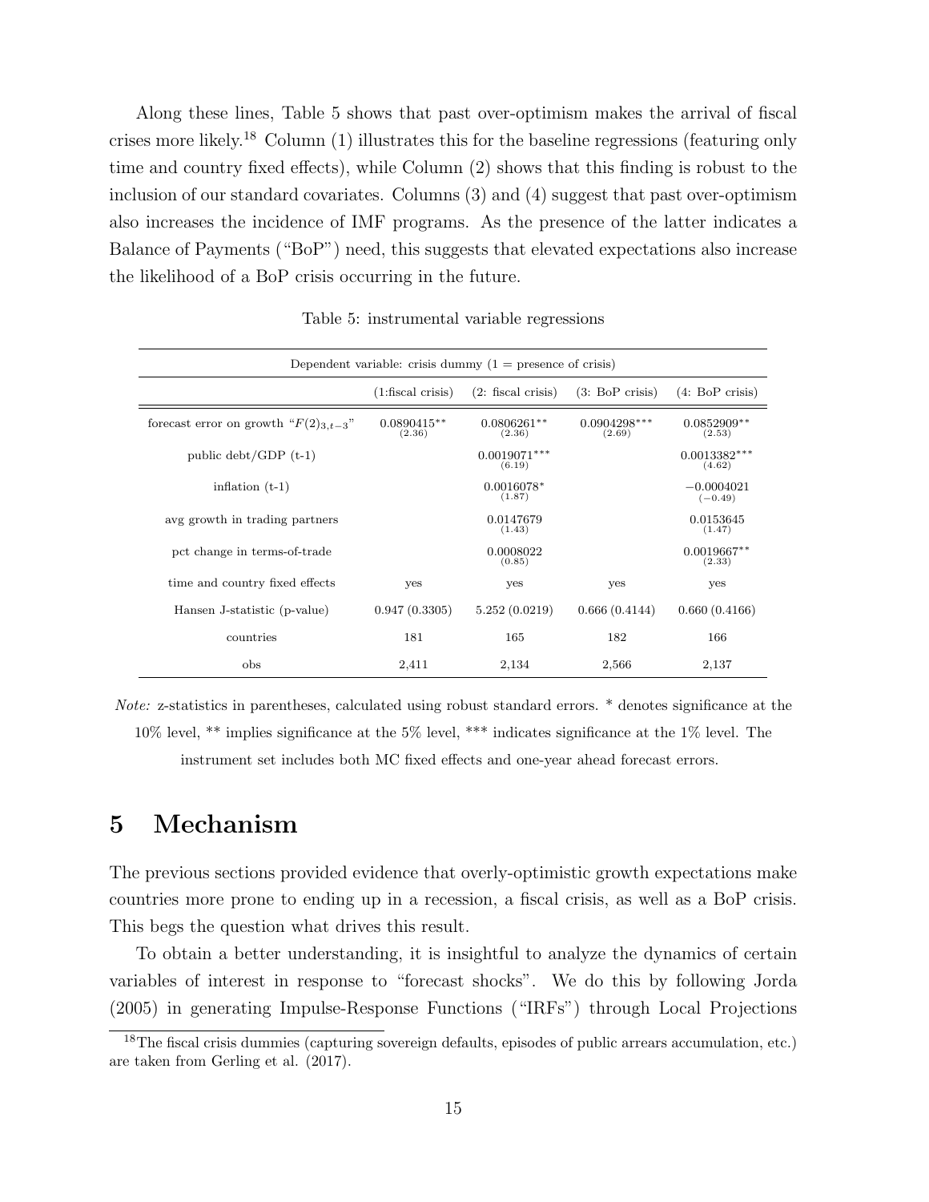Along these lines, Table 5 shows that past over-optimism makes the arrival of fiscal crises more likely.[18] Column (1) illustrates this for the baseline regressions (featuring only time and country fixed effects), while Column (2) shows that this finding is robust to the inclusion of our standard covariates. Columns (3) and (4) suggest that past over-optimism also increases the incidence of IMF programs. As the presence of the latter indicates a Balance of Payments ("BoP") need, this suggests that elevated expectations also increase the likelihood of a BoP crisis occurring in the future.

Table 5: instrumental variable regressions

| Dependent variable: crisis dummy (1 = presence of crisis) | | | | |
|---|---|---|---|---|
| | (1:fiscal crisis) | (2: fiscal crisis) | (3: BoP crisis) | (4: BoP crisis) |
| forecast error on growth "$F(2)_{3,t-3}$" | 0.0890415** (2.36) | 0.0806261** (2.36) | 0.0904298*** (2.69) | 0.0852909** (2.53) |
| public debt/GDP (t-1) | | 0.0019071*** (6.19) | | 0.0013382*** (4.62) |
| inflation (t-1) | | 0.0016078* (1.87) | | −0.0004021 (−0.49) |
| avg growth in trading partners | | 0.0147679 (1.43) | | 0.0153645 (1.47) |
| pct change in terms-of-trade | | 0.0008022 (0.85) | | 0.0019667** (2.33) |
| time and country fixed effects | yes | yes | yes | yes |
| Hansen J-statistic (p-value) | 0.947 (0.3305) | 5.252 (0.0219) | 0.666 (0.4144) | 0.660 (0.4166) |
| countries | 181 | 165 | 182 | 166 |
| obs | 2,411 | 2,134 | 2,566 | 2,137 |

*Note:* z-statistics in parentheses, calculated using robust standard errors. * denotes significance at the 10% level, ** implies significance at the 5% level, *** indicates significance at the 1% level. The instrument set includes both MC fixed effects and one-year ahead forecast errors.

# 5 Mechanism

The previous sections provided evidence that overly-optimistic growth expectations make countries more prone to ending up in a recession, a fiscal crisis, as well as a BoP crisis. This begs the question what drives this result.

To obtain a better understanding, it is insightful to analyze the dynamics of certain variables of interest in response to "forecast shocks". We do this by following Jorda (2005) in generating Impulse-Response Functions ("IRFs") through Local Projections

[18] The fiscal crisis dummies (capturing sovereign defaults, episodes of public arrears accumulation, etc.) are taken from Gerling et al. (2017).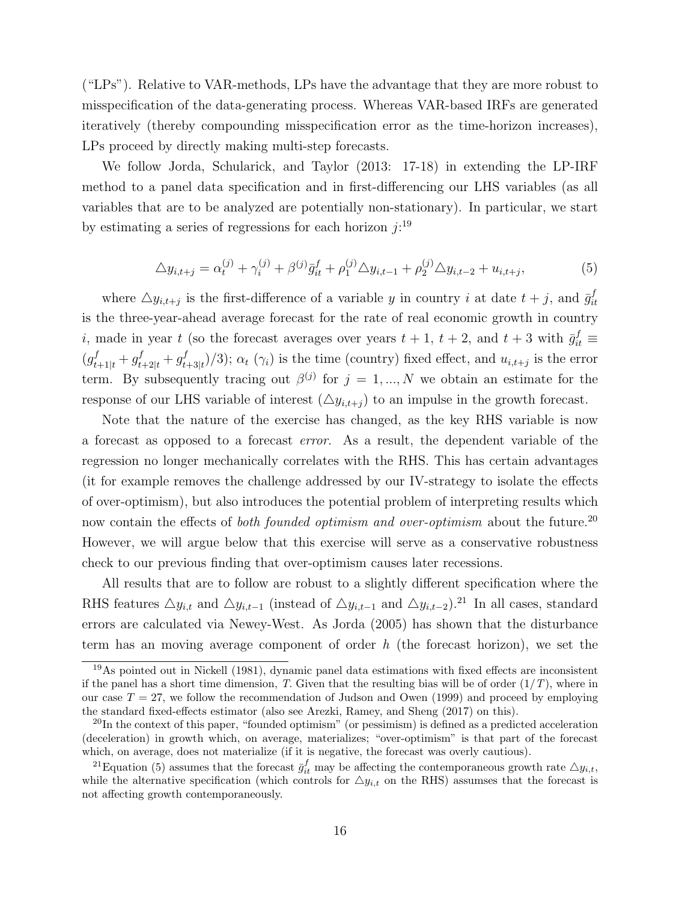("LPs"). Relative to VAR-methods, LPs have the advantage that they are more robust to misspecification of the data-generating process. Whereas VAR-based IRFs are generated iteratively (thereby compounding misspecification error as the time-horizon increases), LPs proceed by directly making multi-step forecasts.

We follow Jorda, Schularick, and Taylor (2013: 17-18) in extending the LP-IRF method to a panel data specification and in first-differencing our LHS variables (as all variables that are to be analyzed are potentially non-stationary). In particular, we start by estimating a series of regressions for each horizon $j$:[19]

$$\triangle y_{i,t+j} = \alpha_t^{(j)} + \gamma_i^{(j)} + \beta^{(j)} \bar{g}_{it}^f + \rho_1^{(j)} \triangle y_{i,t-1} + \rho_2^{(j)} \triangle y_{i,t-2} + u_{i,t+j}, \tag{5}$$

where $\triangle y_{i,t+j}$ is the first-difference of a variable $y$ in country $i$ at date $t+j$, and $\bar{g}_{it}^f$ is the three-year-ahead average forecast for the rate of real economic growth in country $i$, made in year $t$ (so the forecast averages over years $t+1$, $t+2$, and $t+3$ with $\bar{g}_{it}^f \equiv (g_{t+1|t}^f + g_{t+2|t}^f + g_{t+3|t}^f)/3$); $\alpha_t$ ($\gamma_i$) is the time (country) fixed effect, and $u_{i,t+j}$ is the error term. By subsequently tracing out $\beta^{(j)}$ for $j = 1, ..., N$ we obtain an estimate for the response of our LHS variable of interest ($\triangle y_{i,t+j}$) to an impulse in the growth forecast.

Note that the nature of the exercise has changed, as the key RHS variable is now a forecast as opposed to a forecast *error*. As a result, the dependent variable of the regression no longer mechanically correlates with the RHS. This has certain advantages (it for example removes the challenge addressed by our IV-strategy to isolate the effects of over-optimism), but also introduces the potential problem of interpreting results which now contain the effects of *both founded optimism and over-optimism* about the future.[20] However, we will argue below that this exercise will serve as a conservative robustness check to our previous finding that over-optimism causes later recessions.

All results that are to follow are robust to a slightly different specification where the RHS features $\triangle y_{i,t}$ and $\triangle y_{i,t-1}$ (instead of $\triangle y_{i,t-1}$ and $\triangle y_{i,t-2}$).[21] In all cases, standard errors are calculated via Newey-West. As Jorda (2005) has shown that the disturbance term has an moving average component of order $h$ (the forecast horizon), we set the

---

[19] As pointed out in Nickell (1981), dynamic panel data estimations with fixed effects are inconsistent if the panel has a short time dimension, $T$. Given that the resulting bias will be of order $(1/T)$, where in our case $T = 27$, we follow the recommendation of Judson and Owen (1999) and proceed by employing the standard fixed-effects estimator (also see Arezki, Ramey, and Sheng (2017) on this).

[20] In the context of this paper, "founded optimism" (or pessimism) is defined as a predicted acceleration (deceleration) in growth which, on average, materializes; "over-optimism" is that part of the forecast which, on average, does not materialize (if it is negative, the forecast was overly cautious).

[21] Equation (5) assumes that the forecast $\bar{g}_{it}^f$ may be affecting the contemporaneous growth rate $\triangle y_{i,t}$, while the alternative specification (which controls for $\triangle y_{i,t}$ on the RHS) assumses that the forecast is not affecting growth contemporaneously.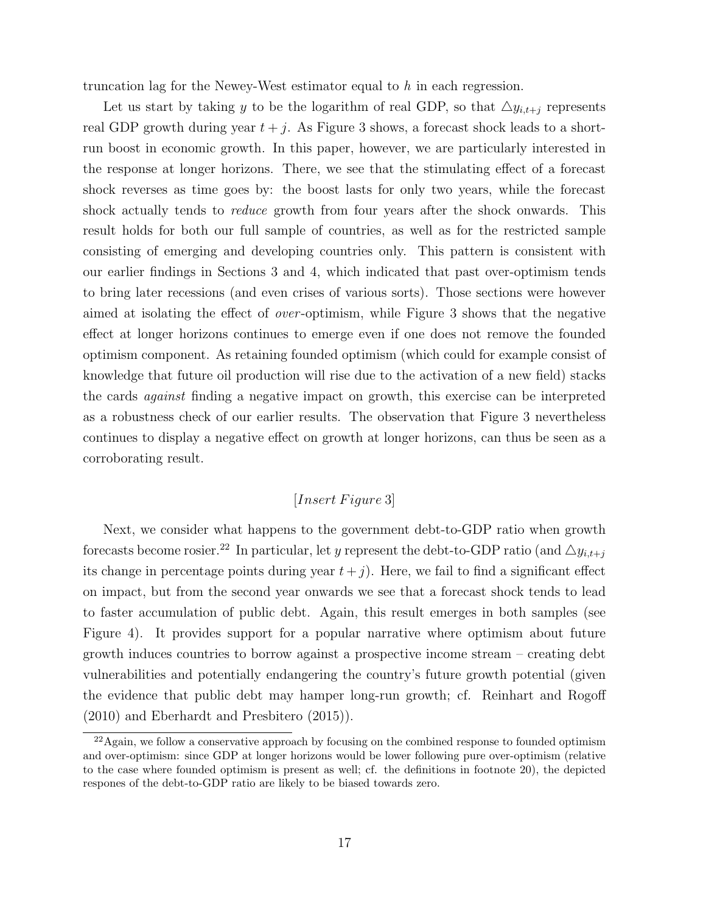truncation lag for the Newey-West estimator equal to $h$ in each regression.

Let us start by taking $y$ to be the logarithm of real GDP, so that $\triangle y_{i,t+j}$ represents real GDP growth during year $t+j$. As Figure 3 shows, a forecast shock leads to a short-run boost in economic growth. In this paper, however, we are particularly interested in the response at longer horizons. There, we see that the stimulating effect of a forecast shock reverses as time goes by: the boost lasts for only two years, while the forecast shock actually tends to *reduce* growth from four years after the shock onwards. This result holds for both our full sample of countries, as well as for the restricted sample consisting of emerging and developing countries only. This pattern is consistent with our earlier findings in Sections 3 and 4, which indicated that past over-optimism tends to bring later recessions (and even crises of various sorts). Those sections were however aimed at isolating the effect of *over*-optimism, while Figure 3 shows that the negative effect at longer horizons continues to emerge even if one does not remove the founded optimism component. As retaining founded optimism (which could for example consist of knowledge that future oil production will rise due to the activation of a new field) stacks the cards *against* finding a negative impact on growth, this exercise can be interpreted as a robustness check of our earlier results. The observation that Figure 3 nevertheless continues to display a negative effect on growth at longer horizons, can thus be seen as a corroborating result.

[*Insert Figure* 3]

Next, we consider what happens to the government debt-to-GDP ratio when growth forecasts become rosier.[22] In particular, let $y$ represent the debt-to-GDP ratio (and $\triangle y_{i,t+j}$ its change in percentage points during year $t+j$). Here, we fail to find a significant effect on impact, but from the second year onwards we see that a forecast shock tends to lead to faster accumulation of public debt. Again, this result emerges in both samples (see Figure 4). It provides support for a popular narrative where optimism about future growth induces countries to borrow against a prospective income stream – creating debt vulnerabilities and potentially endangering the country's future growth potential (given the evidence that public debt may hamper long-run growth; cf. Reinhart and Rogoff (2010) and Eberhardt and Presbitero (2015)).

[22] Again, we follow a conservative approach by focusing on the combined response to founded optimism and over-optimism: since GDP at longer horizons would be lower following pure over-optimism (relative to the case where founded optimism is present as well; cf. the definitions in footnote 20), the depicted respones of the debt-to-GDP ratio are likely to be biased towards zero.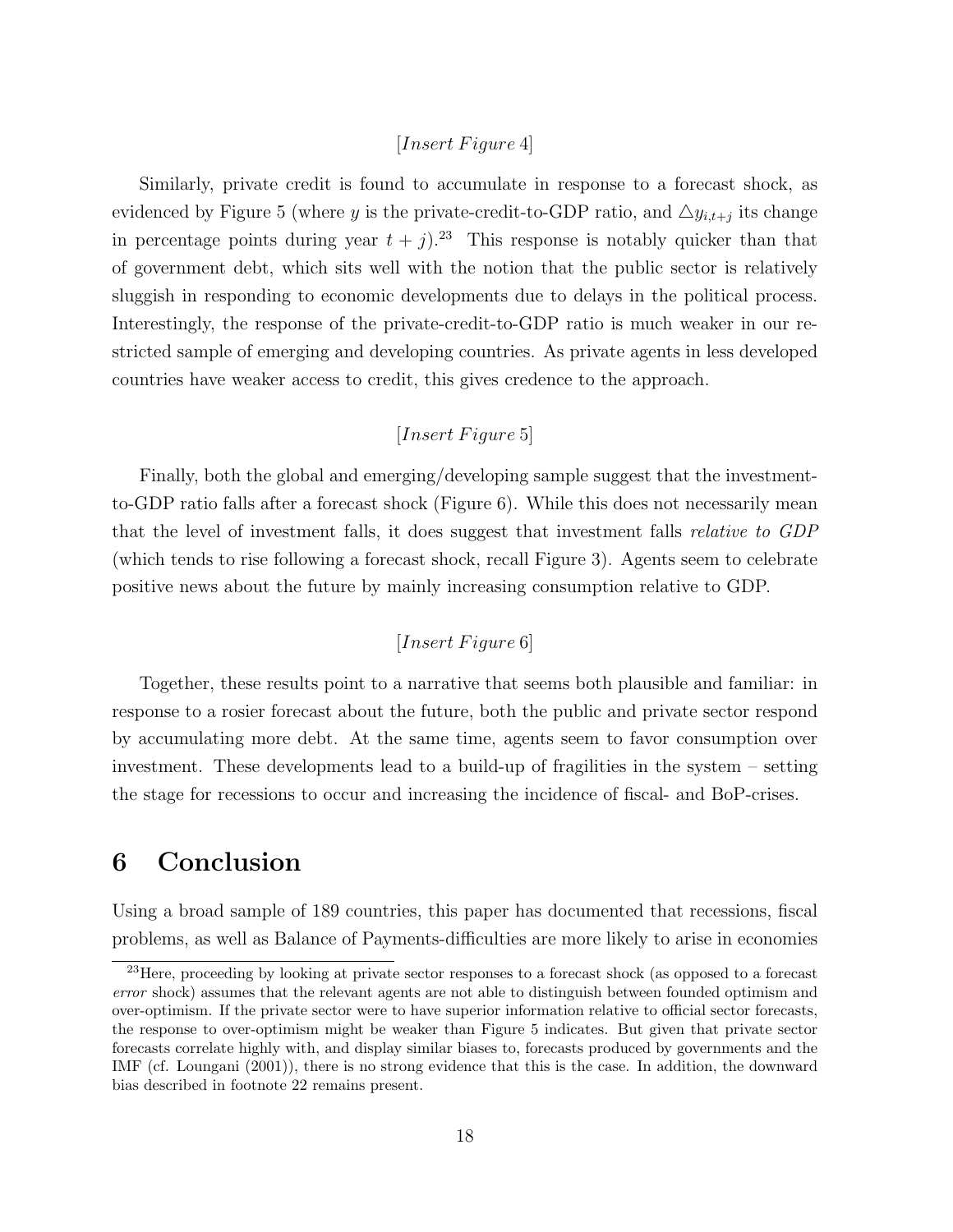[*Insert Figure* 4]

Similarly, private credit is found to accumulate in response to a forecast shock, as evidenced by Figure 5 (where $y$ is the private-credit-to-GDP ratio, and $\triangle y_{i,t+j}$ its change in percentage points during year $t+j$).[23] This response is notably quicker than that of government debt, which sits well with the notion that the public sector is relatively sluggish in responding to economic developments due to delays in the political process. Interestingly, the response of the private-credit-to-GDP ratio is much weaker in our restricted sample of emerging and developing countries. As private agents in less developed countries have weaker access to credit, this gives credence to the approach.

[*Insert Figure* 5]

Finally, both the global and emerging/developing sample suggest that the investment-to-GDP ratio falls after a forecast shock (Figure 6). While this does not necessarily mean that the level of investment falls, it does suggest that investment falls *relative to GDP* (which tends to rise following a forecast shock, recall Figure 3). Agents seem to celebrate positive news about the future by mainly increasing consumption relative to GDP.

[*Insert Figure* 6]

Together, these results point to a narrative that seems both plausible and familiar: in response to a rosier forecast about the future, both the public and private sector respond by accumulating more debt. At the same time, agents seem to favor consumption over investment. These developments lead to a build-up of fragilities in the system – setting the stage for recessions to occur and increasing the incidence of fiscal- and BoP-crises.

# 6 Conclusion

Using a broad sample of 189 countries, this paper has documented that recessions, fiscal problems, as well as Balance of Payments-difficulties are more likely to arise in economies

[23] Here, proceeding by looking at private sector responses to a forecast shock (as opposed to a forecast *error* shock) assumes that the relevant agents are not able to distinguish between founded optimism and over-optimism. If the private sector were to have superior information relative to official sector forecasts, the response to over-optimism might be weaker than Figure 5 indicates. But given that private sector forecasts correlate highly with, and display similar biases to, forecasts produced by governments and the IMF (cf. Loungani (2001)), there is no strong evidence that this is the case. In addition, the downward bias described in footnote 22 remains present.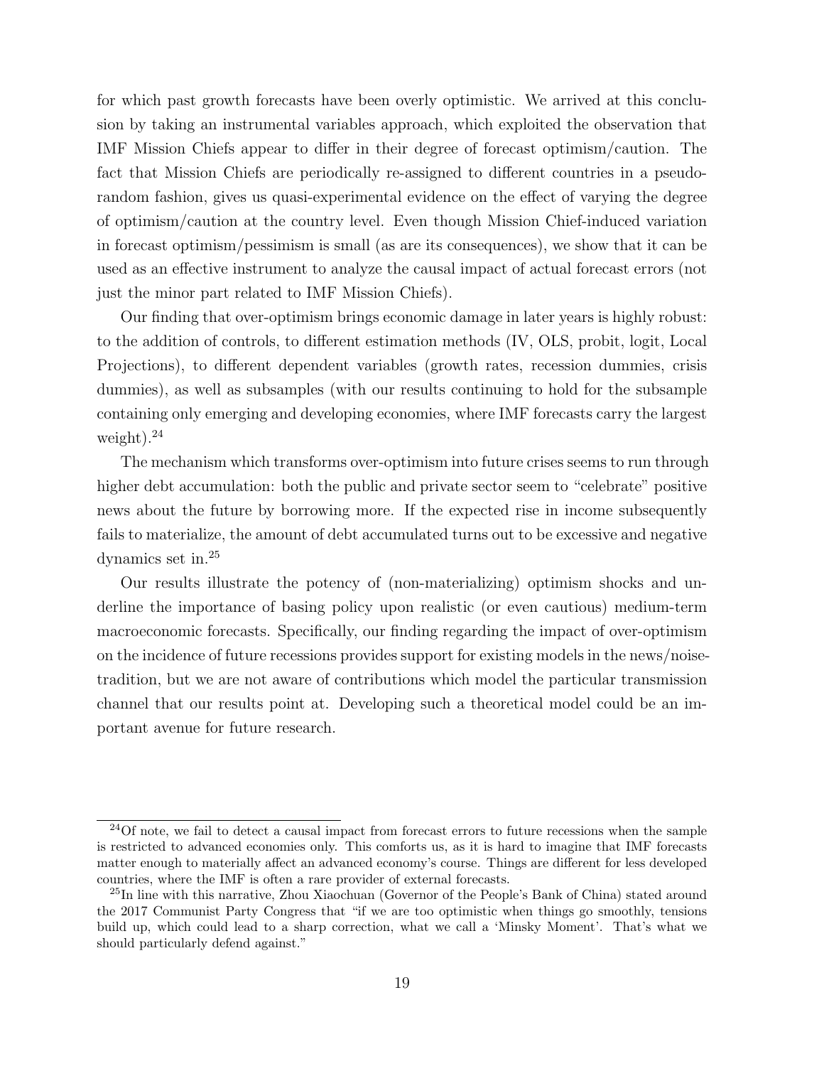for which past growth forecasts have been overly optimistic. We arrived at this conclusion by taking an instrumental variables approach, which exploited the observation that IMF Mission Chiefs appear to differ in their degree of forecast optimism/caution. The fact that Mission Chiefs are periodically re-assigned to different countries in a pseudo-random fashion, gives us quasi-experimental evidence on the effect of varying the degree of optimism/caution at the country level. Even though Mission Chief-induced variation in forecast optimism/pessimism is small (as are its consequences), we show that it can be used as an effective instrument to analyze the causal impact of actual forecast errors (not just the minor part related to IMF Mission Chiefs).

Our finding that over-optimism brings economic damage in later years is highly robust: to the addition of controls, to different estimation methods (IV, OLS, probit, logit, Local Projections), to different dependent variables (growth rates, recession dummies, crisis dummies), as well as subsamples (with our results continuing to hold for the subsample containing only emerging and developing economies, where IMF forecasts carry the largest weight).[24]

The mechanism which transforms over-optimism into future crises seems to run through higher debt accumulation: both the public and private sector seem to "celebrate" positive news about the future by borrowing more. If the expected rise in income subsequently fails to materialize, the amount of debt accumulated turns out to be excessive and negative dynamics set in.[25]

Our results illustrate the potency of (non-materializing) optimism shocks and underline the importance of basing policy upon realistic (or even cautious) medium-term macroeconomic forecasts. Specifically, our finding regarding the impact of over-optimism on the incidence of future recessions provides support for existing models in the news/noise-tradition, but we are not aware of contributions which model the particular transmission channel that our results point at. Developing such a theoretical model could be an important avenue for future research.

[24]Of note, we fail to detect a causal impact from forecast errors to future recessions when the sample is restricted to advanced economies only. This comforts us, as it is hard to imagine that IMF forecasts matter enough to materially affect an advanced economy's course. Things are different for less developed countries, where the IMF is often a rare provider of external forecasts.

[25]In line with this narrative, Zhou Xiaochuan (Governor of the People's Bank of China) stated around the 2017 Communist Party Congress that "if we are too optimistic when things go smoothly, tensions build up, which could lead to a sharp correction, what we call a 'Minsky Moment'. That's what we should particularly defend against."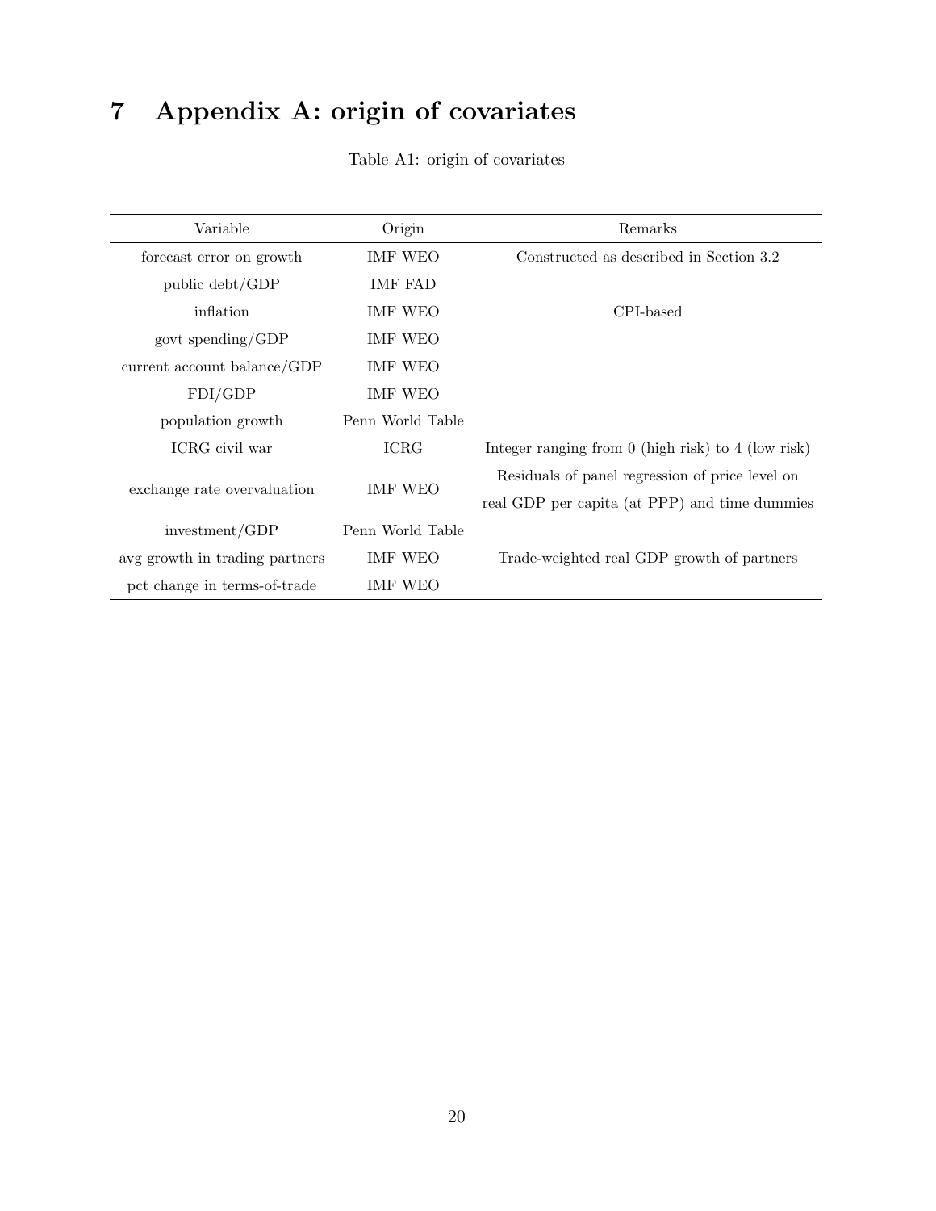# 7 Appendix A: origin of covariates

Table A1: origin of covariates

| Variable | Origin | Remarks |
|---|---|---|
| forecast error on growth | IMF WEO | Constructed as described in Section 3.2 |
| public debt/GDP | IMF FAD | |
| inflation | IMF WEO | CPI-based |
| govt spending/GDP | IMF WEO | |
| current account balance/GDP | IMF WEO | |
| FDI/GDP | IMF WEO | |
| population growth | Penn World Table | |
| ICRG civil war | ICRG | Integer ranging from 0 (high risk) to 4 (low risk) |
| exchange rate overvaluation | IMF WEO | Residuals of panel regression of price level on real GDP per capita (at PPP) and time dummies |
| investment/GDP | Penn World Table | |
| avg growth in trading partners | IMF WEO | Trade-weighted real GDP growth of partners |
| pct change in terms-of-trade | IMF WEO | |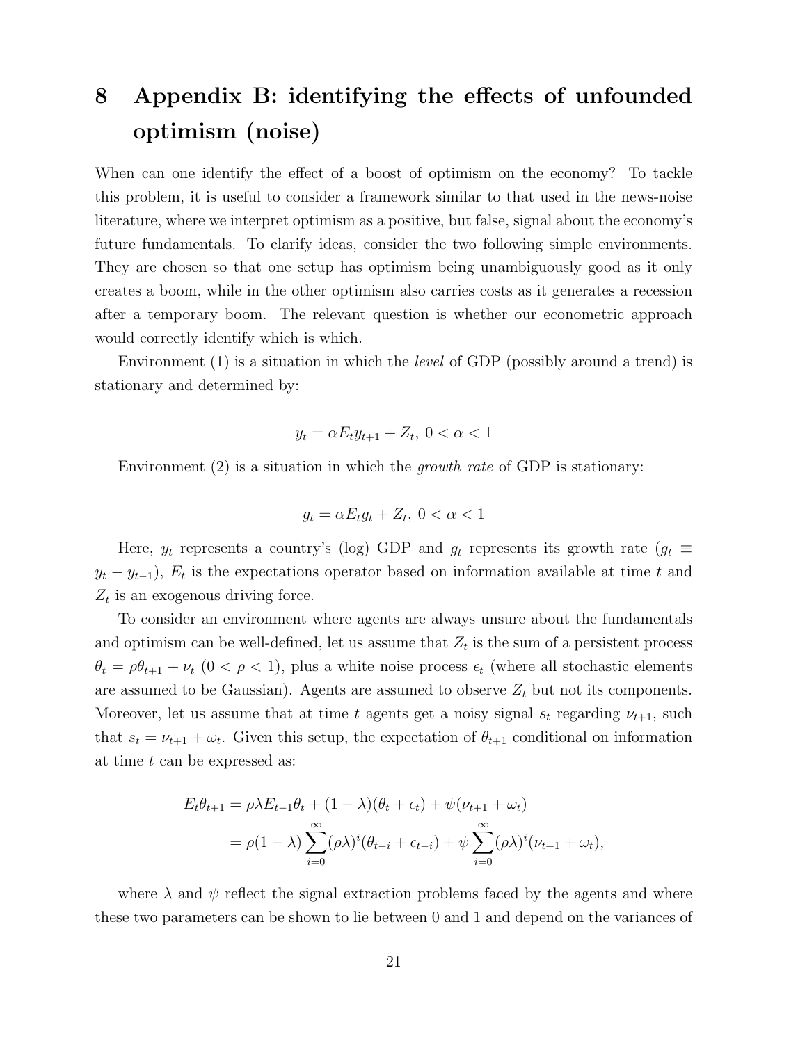# 8 Appendix B: identifying the effects of unfounded optimism (noise)

When can one identify the effect of a boost of optimism on the economy? To tackle this problem, it is useful to consider a framework similar to that used in the news-noise literature, where we interpret optimism as a positive, but false, signal about the economy's future fundamentals. To clarify ideas, consider the two following simple environments. They are chosen so that one setup has optimism being unambiguously good as it only creates a boom, while in the other optimism also carries costs as it generates a recession after a temporary boom. The relevant question is whether our econometric approach would correctly identify which is which.

Environment (1) is a situation in which the *level* of GDP (possibly around a trend) is stationary and determined by:

$$y_t = \alpha E_t y_{t+1} + Z_t,\ 0 < \alpha < 1$$

Environment (2) is a situation in which the *growth rate* of GDP is stationary:

$$g_t = \alpha E_t g_t + Z_t,\ 0 < \alpha < 1$$

Here, $y_t$ represents a country's (log) GDP and $g_t$ represents its growth rate ($g_t \equiv y_t - y_{t-1}$), $E_t$ is the expectations operator based on information available at time $t$ and $Z_t$ is an exogenous driving force.

To consider an environment where agents are always unsure about the fundamentals and optimism can be well-defined, let us assume that $Z_t$ is the sum of a persistent process $\theta_t = \rho\theta_{t+1} + \nu_t$ ($0 < \rho < 1$), plus a white noise process $\epsilon_t$ (where all stochastic elements are assumed to be Gaussian). Agents are assumed to observe $Z_t$ but not its components. Moreover, let us assume that at time $t$ agents get a noisy signal $s_t$ regarding $\nu_{t+1}$, such that $s_t = \nu_{t+1} + \omega_t$. Given this setup, the expectation of $\theta_{t+1}$ conditional on information at time $t$ can be expressed as:

$$
\begin{aligned}
E_t\theta_{t+1} &= \rho\lambda E_{t-1}\theta_t + (1-\lambda)(\theta_t + \epsilon_t) + \psi(\nu_{t+1} + \omega_t) \\
&= \rho(1-\lambda)\sum_{i=0}^{\infty}(\rho\lambda)^i(\theta_{t-i} + \epsilon_{t-i}) + \psi\sum_{i=0}^{\infty}(\rho\lambda)^i(\nu_{t+1} + \omega_t),
\end{aligned}
$$

where $\lambda$ and $\psi$ reflect the signal extraction problems faced by the agents and where these two parameters can be shown to lie between 0 and 1 and depend on the variances of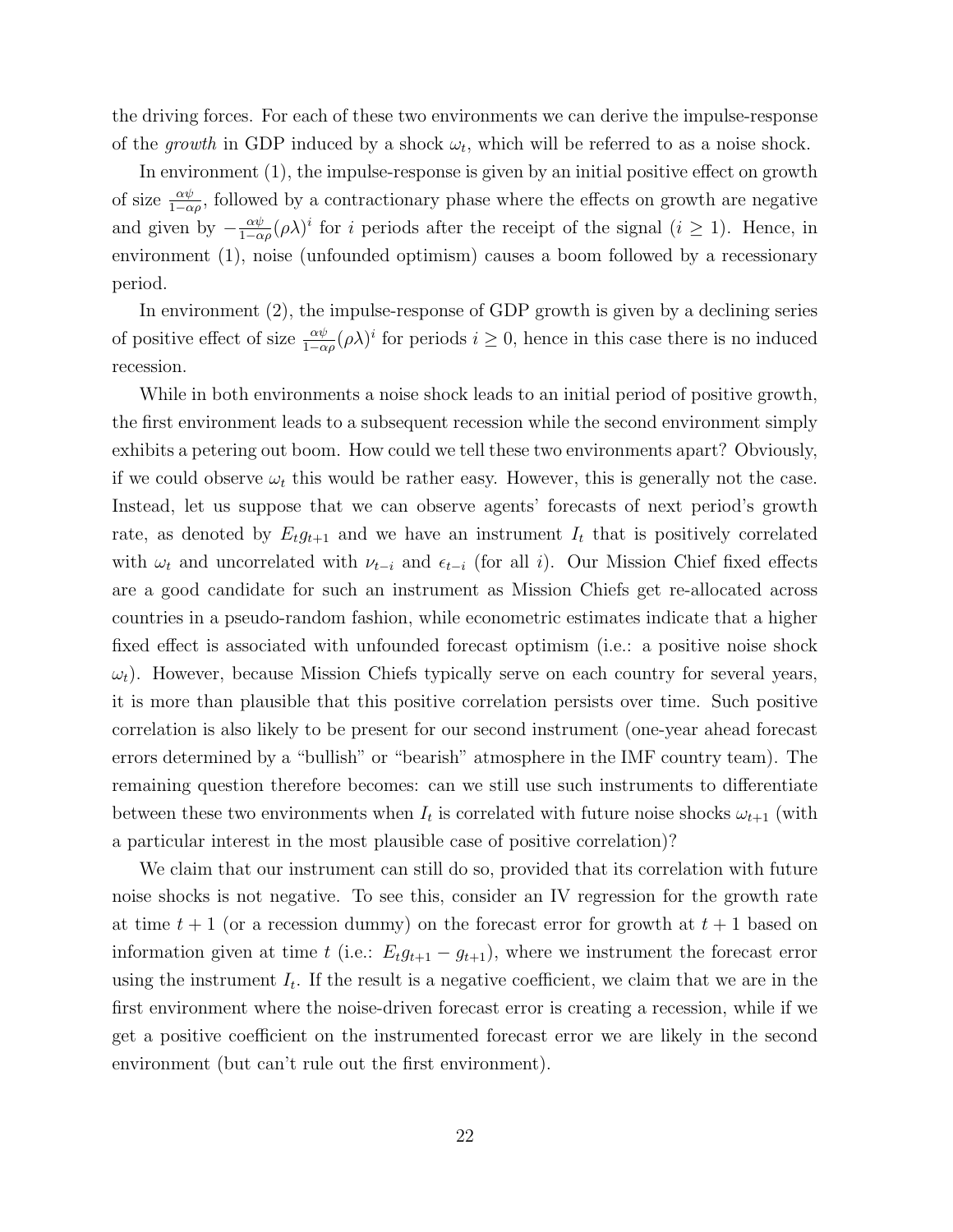the driving forces. For each of these two environments we can derive the impulse-response of the *growth* in GDP induced by a shock $\omega_t$, which will be referred to as a noise shock.

In environment (1), the impulse-response is given by an initial positive effect on growth of size $\frac{\alpha\psi}{1-\alpha\rho}$, followed by a contractionary phase where the effects on growth are negative and given by $-\frac{\alpha\psi}{1-\alpha\rho}(\rho\lambda)^i$ for $i$ periods after the receipt of the signal ($i \geq 1$). Hence, in environment (1), noise (unfounded optimism) causes a boom followed by a recessionary period.

In environment (2), the impulse-response of GDP growth is given by a declining series of positive effect of size $\frac{\alpha\psi}{1-\alpha\rho}(\rho\lambda)^i$ for periods $i \geq 0$, hence in this case there is no induced recession.

While in both environments a noise shock leads to an initial period of positive growth, the first environment leads to a subsequent recession while the second environment simply exhibits a petering out boom. How could we tell these two environments apart? Obviously, if we could observe $\omega_t$ this would be rather easy. However, this is generally not the case. Instead, let us suppose that we can observe agents' forecasts of next period's growth rate, as denoted by $E_t g_{t+1}$ and we have an instrument $I_t$ that is positively correlated with $\omega_t$ and uncorrelated with $\nu_{t-i}$ and $\epsilon_{t-i}$ (for all $i$). Our Mission Chief fixed effects are a good candidate for such an instrument as Mission Chiefs get re-allocated across countries in a pseudo-random fashion, while econometric estimates indicate that a higher fixed effect is associated with unfounded forecast optimism (i.e.: a positive noise shock $\omega_t$). However, because Mission Chiefs typically serve on each country for several years, it is more than plausible that this positive correlation persists over time. Such positive correlation is also likely to be present for our second instrument (one-year ahead forecast errors determined by a "bullish" or "bearish" atmosphere in the IMF country team). The remaining question therefore becomes: can we still use such instruments to differentiate between these two environments when $I_t$ is correlated with future noise shocks $\omega_{t+1}$ (with a particular interest in the most plausible case of positive correlation)?

We claim that our instrument can still do so, provided that its correlation with future noise shocks is not negative. To see this, consider an IV regression for the growth rate at time $t+1$ (or a recession dummy) on the forecast error for growth at $t+1$ based on information given at time $t$ (i.e.: $E_t g_{t+1} - g_{t+1}$), where we instrument the forecast error using the instrument $I_t$. If the result is a negative coefficient, we claim that we are in the first environment where the noise-driven forecast error is creating a recession, while if we get a positive coefficient on the instrumented forecast error we are likely in the second environment (but can't rule out the first environment).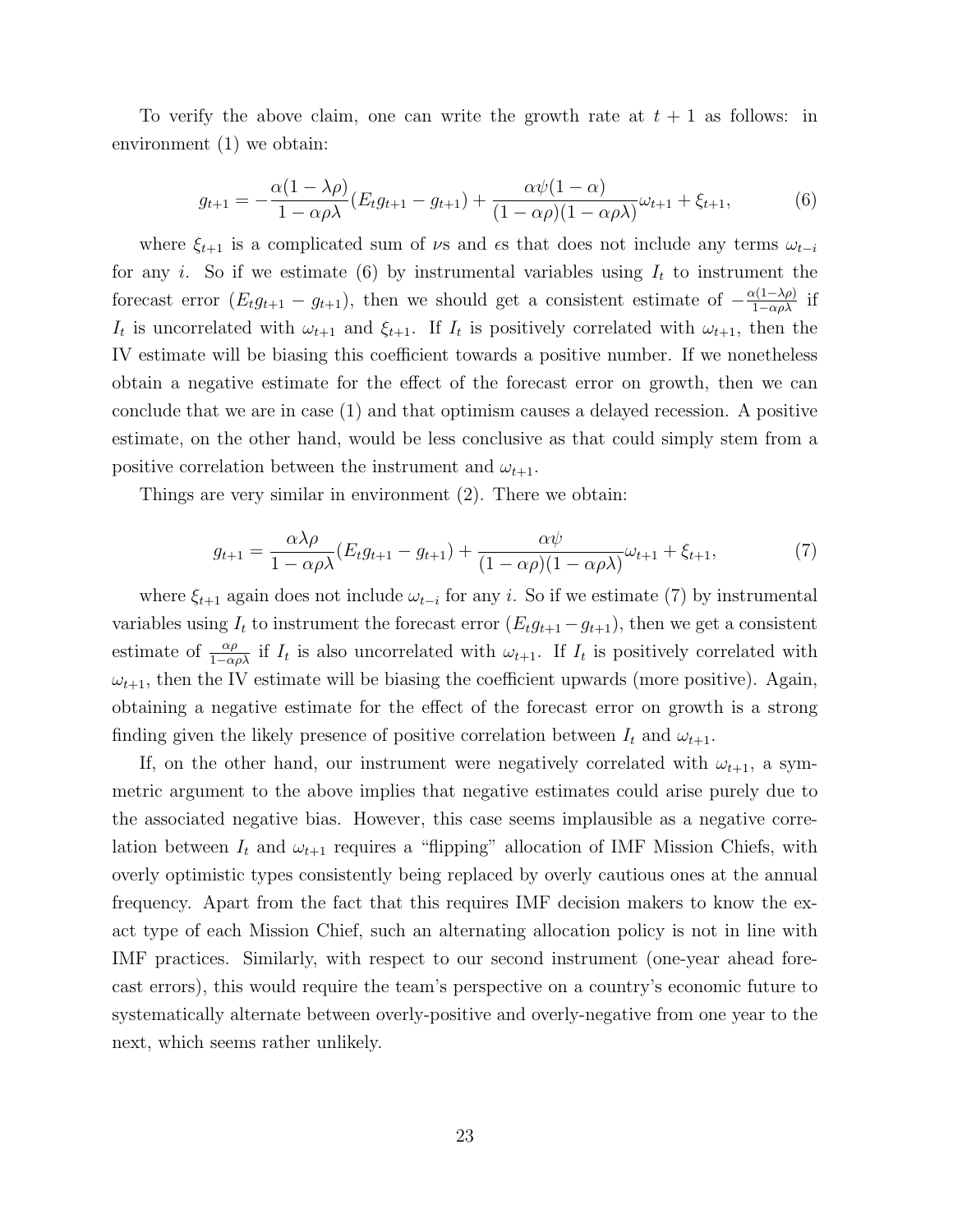To verify the above claim, one can write the growth rate at $t+1$ as follows: in environment (1) we obtain:

$$g_{t+1} = -\frac{\alpha(1-\lambda\rho)}{1-\alpha\rho\lambda}(E_t g_{t+1} - g_{t+1}) + \frac{\alpha\psi(1-\alpha)}{(1-\alpha\rho)(1-\alpha\rho\lambda)}\omega_{t+1} + \xi_{t+1}, \tag{6}$$

where $\xi_{t+1}$ is a complicated sum of $\nu$s and $\epsilon$s that does not include any terms $\omega_{t-i}$ for any $i$. So if we estimate (6) by instrumental variables using $I_t$ to instrument the forecast error $(E_t g_{t+1} - g_{t+1})$, then we should get a consistent estimate of $-\frac{\alpha(1-\lambda\rho)}{1-\alpha\rho\lambda}$ if $I_t$ is uncorrelated with $\omega_{t+1}$ and $\xi_{t+1}$. If $I_t$ is positively correlated with $\omega_{t+1}$, then the IV estimate will be biasing this coefficient towards a positive number. If we nonetheless obtain a negative estimate for the effect of the forecast error on growth, then we can conclude that we are in case (1) and that optimism causes a delayed recession. A positive estimate, on the other hand, would be less conclusive as that could simply stem from a positive correlation between the instrument and $\omega_{t+1}$.

Things are very similar in environment (2). There we obtain:

$$g_{t+1} = \frac{\alpha\lambda\rho}{1-\alpha\rho\lambda}(E_t g_{t+1} - g_{t+1}) + \frac{\alpha\psi}{(1-\alpha\rho)(1-\alpha\rho\lambda)}\omega_{t+1} + \xi_{t+1}, \tag{7}$$

where $\xi_{t+1}$ again does not include $\omega_{t-i}$ for any $i$. So if we estimate (7) by instrumental variables using $I_t$ to instrument the forecast error $(E_t g_{t+1} - g_{t+1})$, then we get a consistent estimate of $\frac{\alpha\rho}{1-\alpha\rho\lambda}$ if $I_t$ is also uncorrelated with $\omega_{t+1}$. If $I_t$ is positively correlated with $\omega_{t+1}$, then the IV estimate will be biasing the coefficient upwards (more positive). Again, obtaining a negative estimate for the effect of the forecast error on growth is a strong finding given the likely presence of positive correlation between $I_t$ and $\omega_{t+1}$.

If, on the other hand, our instrument were negatively correlated with $\omega_{t+1}$, a symmetric argument to the above implies that negative estimates could arise purely due to the associated negative bias. However, this case seems implausible as a negative correlation between $I_t$ and $\omega_{t+1}$ requires a "flipping" allocation of IMF Mission Chiefs, with overly optimistic types consistently being replaced by overly cautious ones at the annual frequency. Apart from the fact that this requires IMF decision makers to know the exact type of each Mission Chief, such an alternating allocation policy is not in line with IMF practices. Similarly, with respect to our second instrument (one-year ahead forecast errors), this would require the team's perspective on a country's economic future to systematically alternate between overly-positive and overly-negative from one year to the next, which seems rather unlikely.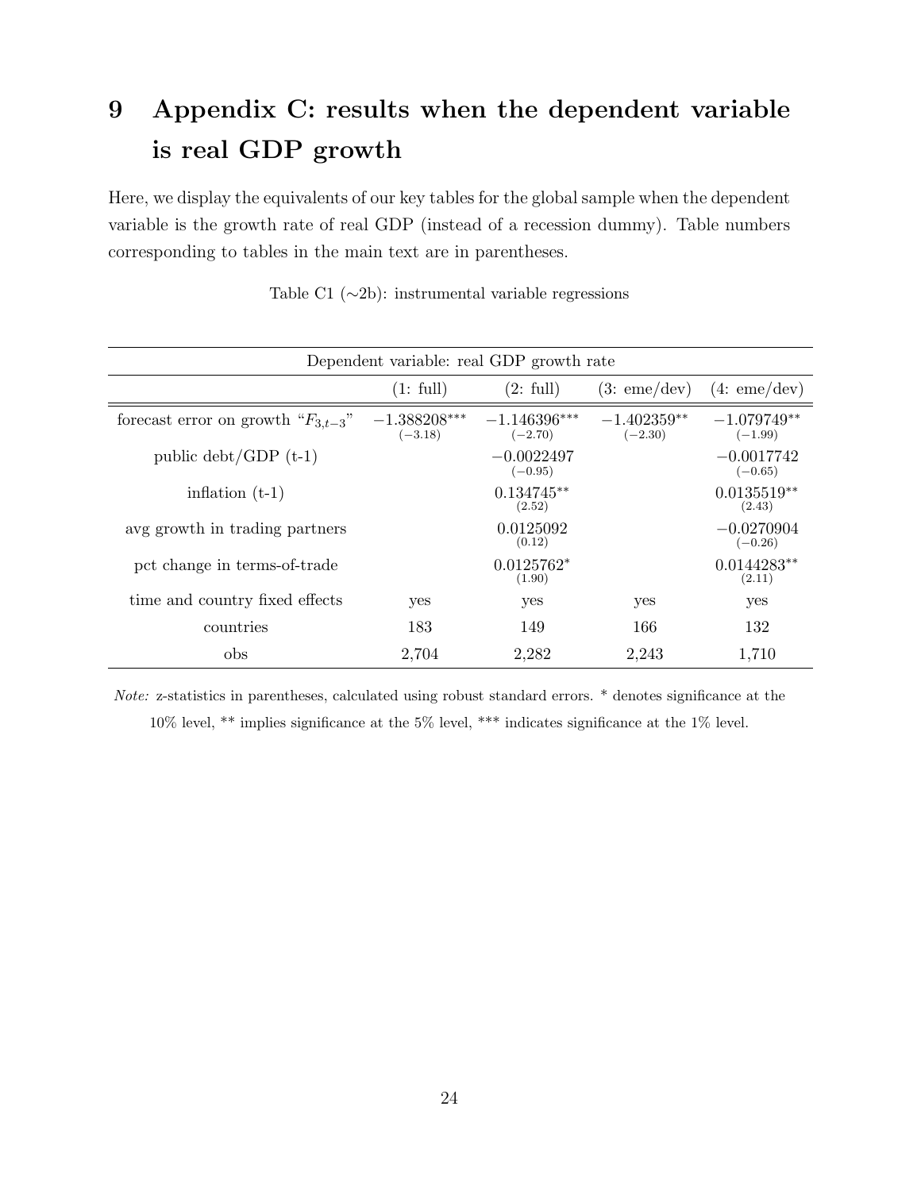# 9 Appendix C: results when the dependent variable is real GDP growth

Here, we display the equivalents of our key tables for the global sample when the dependent variable is the growth rate of real GDP (instead of a recession dummy). Table numbers corresponding to tables in the main text are in parentheses.

Table C1 (∼2b): instrumental variable regressions

| Dependent variable: real GDP growth rate | | | | |
|---|---|---|---|---|
| | (1: full) | (2: full) | (3: eme/dev) | (4: eme/dev) |
| forecast error on growth "$F_{3,t-3}$" | $-1.388208^{***}$ (−3.18) | $-1.146396^{***}$ (−2.70) | $-1.402359^{**}$ (−2.30) | $-1.079749^{**}$ (−1.99) |
| public debt/GDP (t-1) | | −0.0022497 (−0.95) | | −0.0017742 (−0.65) |
| inflation (t-1) | | $0.134745^{**}$ (2.52) | | $0.0135519^{**}$ (2.43) |
| avg growth in trading partners | | 0.0125092 (0.12) | | −0.0270904 (−0.26) |
| pct change in terms-of-trade | | $0.0125762^{*}$ (1.90) | | $0.0144283^{**}$ (2.11) |
| time and country fixed effects | yes | yes | yes | yes |
| countries | 183 | 149 | 166 | 132 |
| obs | 2,704 | 2,282 | 2,243 | 1,710 |

*Note:* z-statistics in parentheses, calculated using robust standard errors. * denotes significance at the 10% level, ** implies significance at the 5% level, *** indicates significance at the 1% level.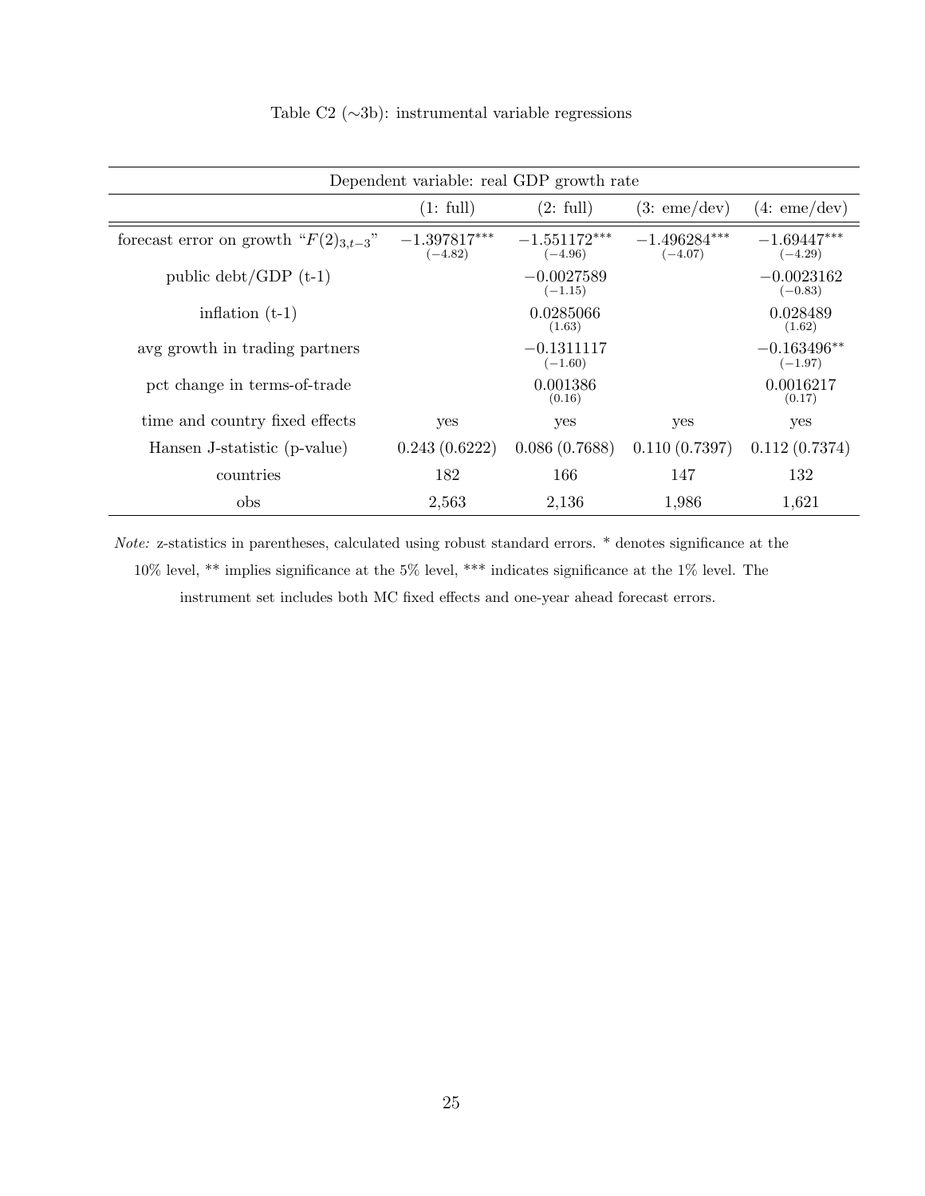Table C2 ($\sim$3b): instrumental variable regressions

| Dependent variable: real GDP growth rate | | | | |
|---|---|---|---|---|
| | (1: full) | (2: full) | (3: eme/dev) | (4: eme/dev) |
| forecast error on growth "$F(2)_{3,t-3}$" | $-1.397817^{***}$ $(-4.82)$ | $-1.551172^{***}$ $(-4.96)$ | $-1.496284^{***}$ $(-4.07)$ | $-1.69447^{***}$ $(-4.29)$ |
| public debt/GDP (t-1) | | $-0.0027589$ $(-1.15)$ | | $-0.0023162$ $(-0.83)$ |
| inflation (t-1) | | 0.0285066 (1.63) | | 0.028489 (1.62) |
| avg growth in trading partners | | $-0.1311117$ $(-1.60)$ | | $-0.163496^{**}$ $(-1.97)$ |
| pct change in terms-of-trade | | 0.001386 (0.16) | | 0.0016217 (0.17) |
| time and country fixed effects | yes | yes | yes | yes |
| Hansen J-statistic (p-value) | 0.243 (0.6222) | 0.086 (0.7688) | 0.110 (0.7397) | 0.112 (0.7374) |
| countries | 182 | 166 | 147 | 132 |
| obs | 2,563 | 2,136 | 1,986 | 1,621 |

*Note:* z-statistics in parentheses, calculated using robust standard errors. * denotes significance at the 10% level, ** implies significance at the 5% level, *** indicates significance at the 1% level. The instrument set includes both MC fixed effects and one-year ahead forecast errors.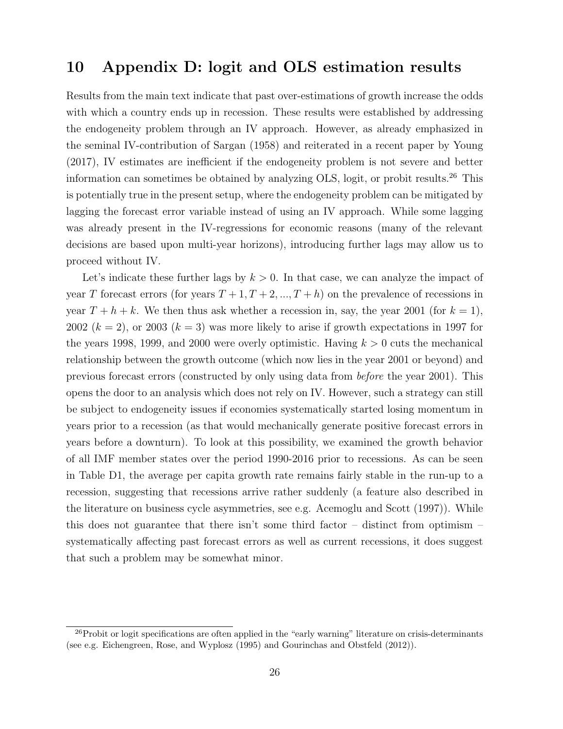# 10 Appendix D: logit and OLS estimation results

Results from the main text indicate that past over-estimations of growth increase the odds with which a country ends up in recession. These results were established by addressing the endogeneity problem through an IV approach. However, as already emphasized in the seminal IV-contribution of Sargan (1958) and reiterated in a recent paper by Young (2017), IV estimates are inefficient if the endogeneity problem is not severe and better information can sometimes be obtained by analyzing OLS, logit, or probit results.[26] This is potentially true in the present setup, where the endogeneity problem can be mitigated by lagging the forecast error variable instead of using an IV approach. While some lagging was already present in the IV-regressions for economic reasons (many of the relevant decisions are based upon multi-year horizons), introducing further lags may allow us to proceed without IV.

Let's indicate these further lags by $k > 0$. In that case, we can analyze the impact of year $T$ forecast errors (for years $T+1, T+2, ..., T+h$) on the prevalence of recessions in year $T+h+k$. We then thus ask whether a recession in, say, the year 2001 (for $k=1$), 2002 ($k=2$), or 2003 ($k=3$) was more likely to arise if growth expectations in 1997 for the years 1998, 1999, and 2000 were overly optimistic. Having $k > 0$ cuts the mechanical relationship between the growth outcome (which now lies in the year 2001 or beyond) and previous forecast errors (constructed by only using data from *before* the year 2001). This opens the door to an analysis which does not rely on IV. However, such a strategy can still be subject to endogeneity issues if economies systematically started losing momentum in years prior to a recession (as that would mechanically generate positive forecast errors in years before a downturn). To look at this possibility, we examined the growth behavior of all IMF member states over the period 1990-2016 prior to recessions. As can be seen in Table D1, the average per capita growth rate remains fairly stable in the run-up to a recession, suggesting that recessions arrive rather suddenly (a feature also described in the literature on business cycle asymmetries, see e.g. Acemoglu and Scott (1997)). While this does not guarantee that there isn't some third factor – distinct from optimism – systematically affecting past forecast errors as well as current recessions, it does suggest that such a problem may be somewhat minor.

[26] Probit or logit specifications are often applied in the "early warning" literature on crisis-determinants (see e.g. Eichengreen, Rose, and Wyplosz (1995) and Gourinchas and Obstfeld (2012)).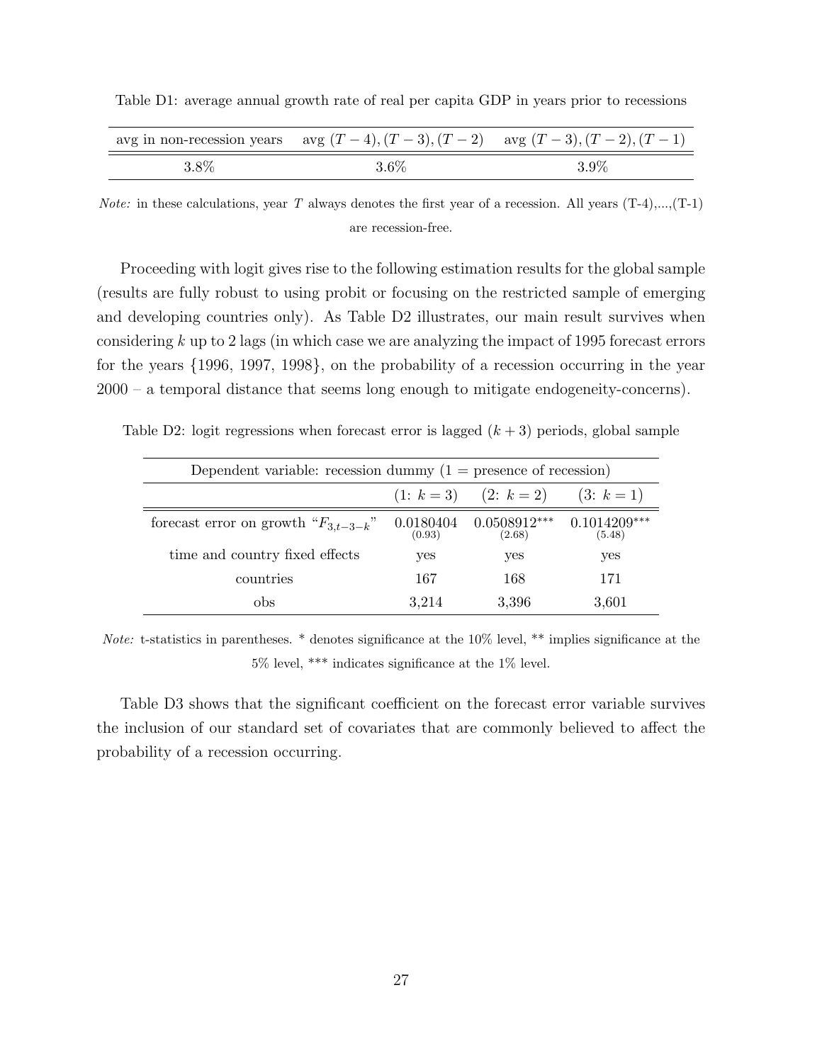Table D1: average annual growth rate of real per capita GDP in years prior to recessions

| avg in non-recession years | avg $(T-4), (T-3), (T-2)$ | avg $(T-3), (T-2), (T-1)$ |
|---|---|---|
| 3.8% | 3.6% | 3.9% |

*Note:* in these calculations, year $T$ always denotes the first year of a recession. All years (T-4),...,(T-1) are recession-free.

Proceeding with logit gives rise to the following estimation results for the global sample (results are fully robust to using probit or focusing on the restricted sample of emerging and developing countries only). As Table D2 illustrates, our main result survives when considering $k$ up to 2 lags (in which case we are analyzing the impact of 1995 forecast errors for the years {1996, 1997, 1998}, on the probability of a recession occurring in the year 2000 – a temporal distance that seems long enough to mitigate endogeneity-concerns).

Table D2: logit regressions when forecast error is lagged $(k+3)$ periods, global sample

| Dependent variable: recession dummy (1 = presence of recession) | | | |
|---|---|---|---|
| | (1: $k=3$) | (2: $k=2$) | (3: $k=1$) |
| forecast error on growth "$F_{3,t-3-k}$" | 0.0180404 (0.93) | 0.0508912*** (2.68) | 0.1014209*** (5.48) |
| time and country fixed effects | yes | yes | yes |
| countries | 167 | 168 | 171 |
| obs | 3,214 | 3,396 | 3,601 |

*Note:* t-statistics in parentheses. * denotes significance at the 10% level, ** implies significance at the 5% level, *** indicates significance at the 1% level.

Table D3 shows that the significant coefficient on the forecast error variable survives the inclusion of our standard set of covariates that are commonly believed to affect the probability of a recession occurring.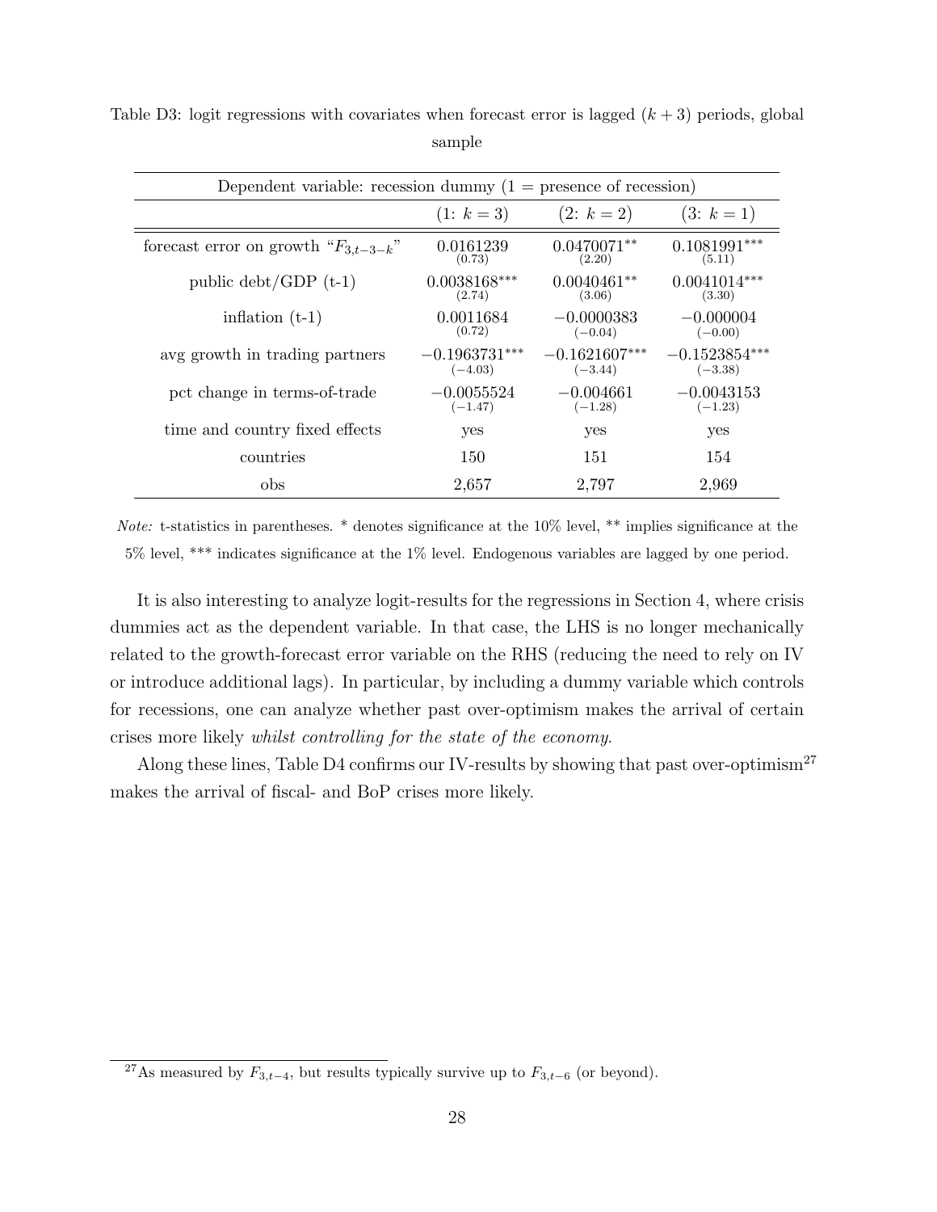Table D3: logit regressions with covariates when forecast error is lagged $(k + 3)$ periods, global sample

| Dependent variable: recession dummy (1 = presence of recession) | | | |
|---|---|---|---|
| | (1: $k = 3$) | (2: $k = 2$) | (3: $k = 1$) |
| forecast error on growth "$F_{3,t-3-k}$" | 0.0161239 (0.73) | 0.0470071** (2.20) | 0.1081991*** (5.11) |
| public debt/GDP (t-1) | 0.0038168*** (2.74) | 0.0040461** (3.06) | 0.0041014*** (3.30) |
| inflation (t-1) | 0.0011684 (0.72) | −0.0000383 (−0.04) | −0.000004 (−0.00) |
| avg growth in trading partners | −0.1963731*** (−4.03) | −0.1621607*** (−3.44) | −0.1523854*** (−3.38) |
| pct change in terms-of-trade | −0.0055524 (−1.47) | −0.004661 (−1.28) | −0.0043153 (−1.23) |
| time and country fixed effects | yes | yes | yes |
| countries | 150 | 151 | 154 |
| obs | 2,657 | 2,797 | 2,969 |

*Note:* t-statistics in parentheses. * denotes significance at the 10% level, ** implies significance at the 5% level, *** indicates significance at the 1% level. Endogenous variables are lagged by one period.

It is also interesting to analyze logit-results for the regressions in Section 4, where crisis dummies act as the dependent variable. In that case, the LHS is no longer mechanically related to the growth-forecast error variable on the RHS (reducing the need to rely on IV or introduce additional lags). In particular, by including a dummy variable which controls for recessions, one can analyze whether past over-optimism makes the arrival of certain crises more likely *whilst controlling for the state of the economy*.

Along these lines, Table D4 confirms our IV-results by showing that past over-optimism[27] makes the arrival of fiscal- and BoP crises more likely.

[27] As measured by $F_{3,t-4}$, but results typically survive up to $F_{3,t-6}$ (or beyond).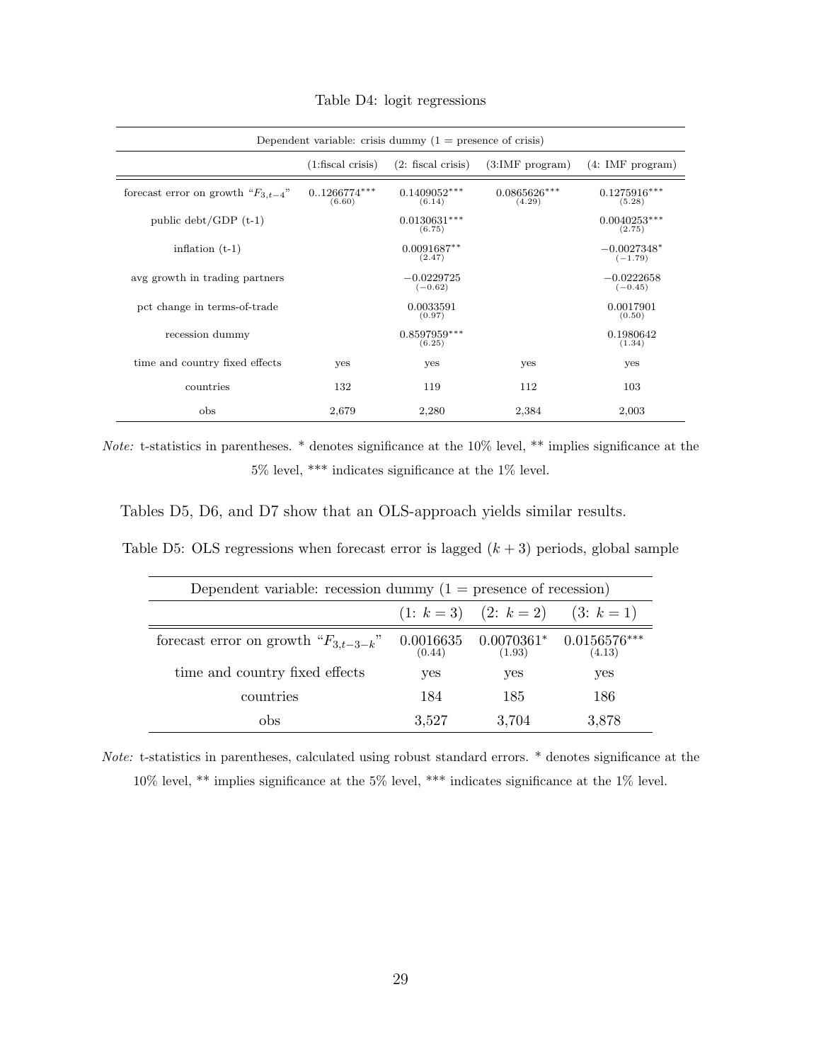Table D4: logit regressions

| Dependent variable: crisis dummy (1 = presence of crisis) | | | | |
|---|---|---|---|---|
| | (1:fiscal crisis) | (2: fiscal crisis) | (3:IMF program) | (4: IMF program) |
| forecast error on growth "$F_{3,t-4}$" | 0..1266774*** (6.60) | 0.1409052*** (6.14) | 0.0865626*** (4.29) | 0.1275916*** (5.28) |
| public debt/GDP (t-1) | | 0.0130631*** (6.75) | | 0.0040253*** (2.75) |
| inflation (t-1) | | 0.0091687** (2.47) | | −0.0027348* (−1.79) |
| avg growth in trading partners | | −0.0229725 (−0.62) | | −0.0222658 (−0.45) |
| pct change in terms-of-trade | | 0.0033591 (0.97) | | 0.0017901 (0.50) |
| recession dummy | | 0.8597959*** (6.25) | | 0.1980642 (1.34) |
| time and country fixed effects | yes | yes | yes | yes |
| countries | 132 | 119 | 112 | 103 |
| obs | 2,679 | 2,280 | 2,384 | 2,003 |

*Note:* t-statistics in parentheses. * denotes significance at the 10% level, ** implies significance at the 5% level, *** indicates significance at the 1% level.

Tables D5, D6, and D7 show that an OLS-approach yields similar results.

Table D5: OLS regressions when forecast error is lagged $(k + 3)$ periods, global sample

| Dependent variable: recession dummy (1 = presence of recession) | | | |
|---|---|---|---|
| | (1: $k = 3$) | (2: $k = 2$) | (3: $k = 1$) |
| forecast error on growth "$F_{3,t-3-k}$" | 0.0016635 (0.44) | 0.0070361* (1.93) | 0.0156576*** (4.13) |
| time and country fixed effects | yes | yes | yes |
| countries | 184 | 185 | 186 |
| obs | 3,527 | 3,704 | 3,878 |

*Note:* t-statistics in parentheses, calculated using robust standard errors. * denotes significance at the 10% level, ** implies significance at the 5% level, *** indicates significance at the 1% level.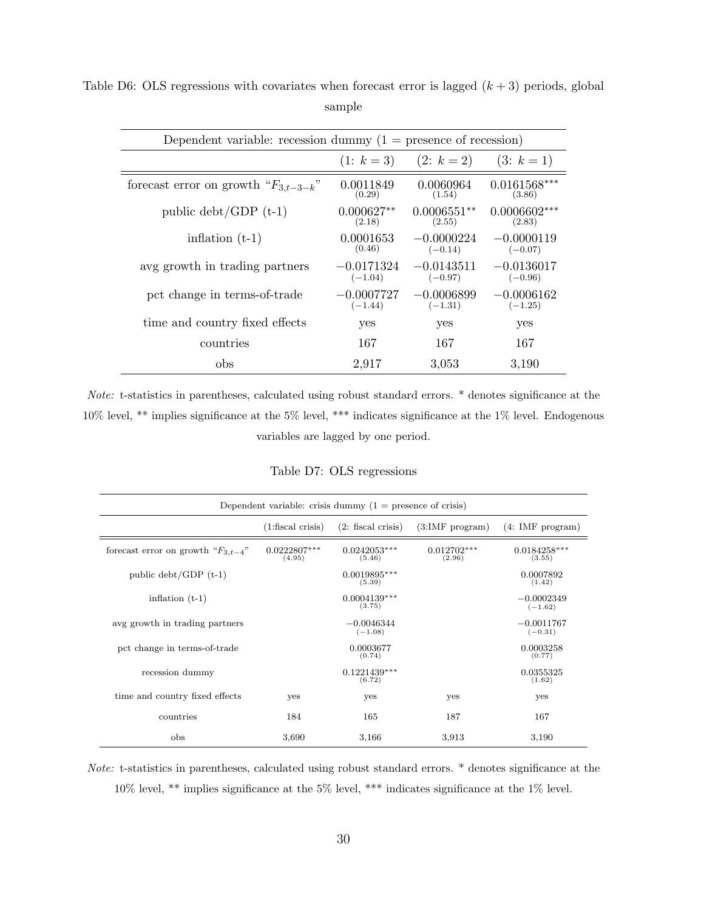Table D6: OLS regressions with covariates when forecast error is lagged $(k+3)$ periods, global sample

| Dependent variable: recession dummy (1 = presence of recession) | | | |
|---|---|---|---|
| | (1: $k=3$) | (2: $k=2$) | (3: $k=1$) |
| forecast error on growth "$F_{3,t-3-k}$" | 0.0011849 (0.29) | 0.0060964 (1.54) | 0.0161568*** (3.86) |
| public debt/GDP (t-1) | 0.000627** (2.18) | 0.0006551** (2.55) | 0.0006602*** (2.83) |
| inflation (t-1) | 0.0001653 (0.46) | −0.0000224 (−0.14) | −0.0000119 (−0.07) |
| avg growth in trading partners | −0.0171324 (−1.04) | −0.0143511 (−0.97) | −0.0136017 (−0.96) |
| pct change in terms-of-trade | −0.0007727 (−1.44) | −0.0006899 (−1.31) | −0.0006162 (−1.25) |
| time and country fixed effects | yes | yes | yes |
| countries | 167 | 167 | 167 |
| obs | 2,917 | 3,053 | 3,190 |

*Note:* t-statistics in parentheses, calculated using robust standard errors. * denotes significance at the 10% level, ** implies significance at the 5% level, *** indicates significance at the 1% level. Endogenous variables are lagged by one period.

Table D7: OLS regressions

| Dependent variable: crisis dummy (1 = presence of crisis) | | | | |
|---|---|---|---|---|
| | (1:fiscal crisis) | (2: fiscal crisis) | (3:IMF program) | (4: IMF program) |
| forecast error on growth "$F_{3,t-4}$" | 0.0222807*** (4.95) | 0.0242053*** (5.46) | 0.012702*** (2.96) | 0.0184258*** (3.55) |
| public debt/GDP (t-1) | | 0.0019895*** (5.39) | | 0.0007892 (1.42) |
| inflation (t-1) | | 0.0004139*** (3.75) | | −0.0002349 (−1.62) |
| avg growth in trading partners | | −0.0046344 (−1.08) | | −0.0011767 (−0.31) |
| pct change in terms-of-trade | | 0.0003677 (0.74) | | 0.0003258 (0.77) |
| recession dummy | | 0.1221439*** (6.72) | | 0.0355325 (1.62) |
| time and country fixed effects | yes | yes | yes | yes |
| countries | 184 | 165 | 187 | 167 |
| obs | 3,690 | 3,166 | 3,913 | 3,190 |

*Note:* t-statistics in parentheses, calculated using robust standard errors. * denotes significance at the 10% level, ** implies significance at the 5% level, *** indicates significance at the 1% level.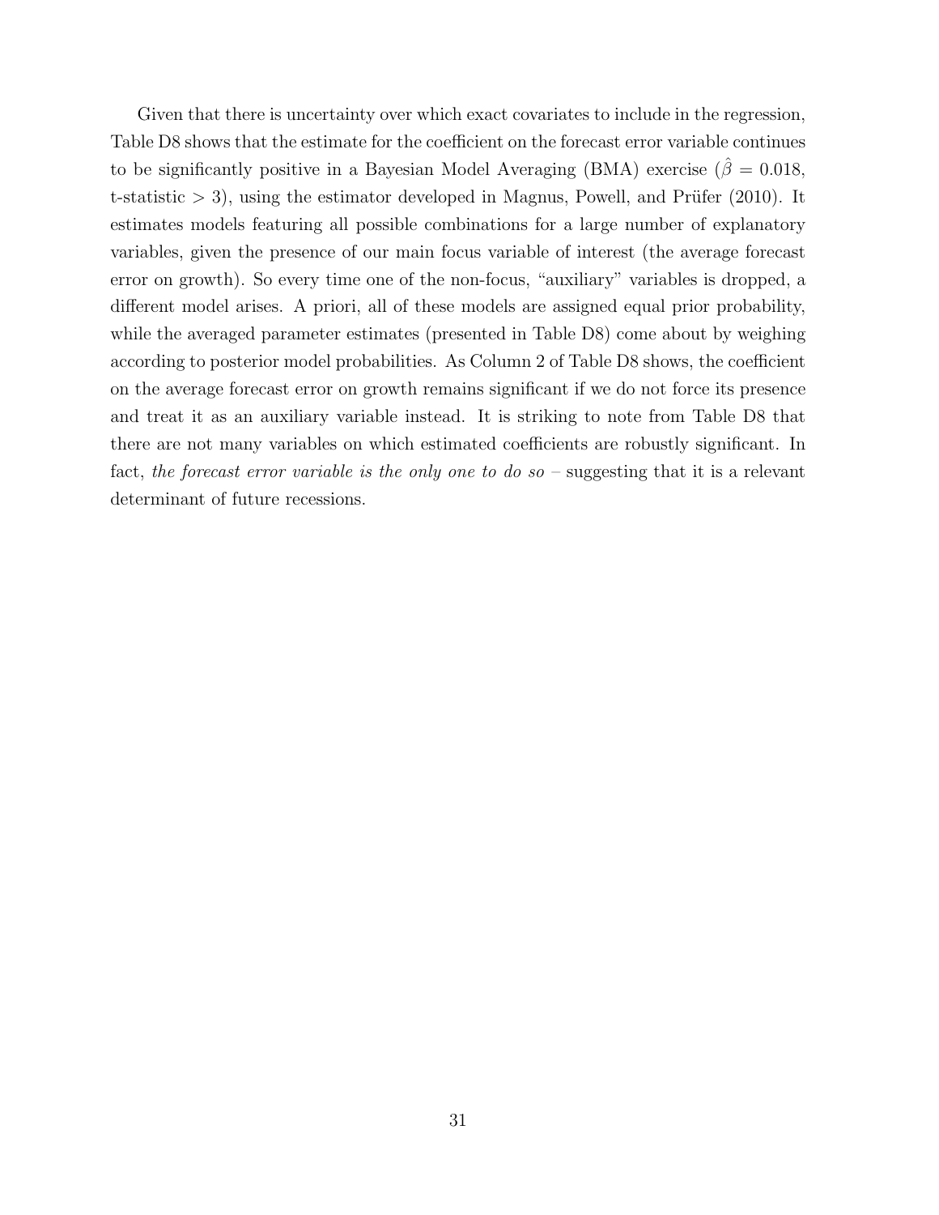Given that there is uncertainty over which exact covariates to include in the regression, Table D8 shows that the estimate for the coefficient on the forecast error variable continues to be significantly positive in a Bayesian Model Averaging (BMA) exercise ($\hat{\beta} = 0.018$, t-statistic $> 3$), using the estimator developed in Magnus, Powell, and Prüfer (2010). It estimates models featuring all possible combinations for a large number of explanatory variables, given the presence of our main focus variable of interest (the average forecast error on growth). So every time one of the non-focus, "auxiliary" variables is dropped, a different model arises. A priori, all of these models are assigned equal prior probability, while the averaged parameter estimates (presented in Table D8) come about by weighing according to posterior model probabilities. As Column 2 of Table D8 shows, the coefficient on the average forecast error on growth remains significant if we do not force its presence and treat it as an auxiliary variable instead. It is striking to note from Table D8 that there are not many variables on which estimated coefficients are robustly significant. In fact, *the forecast error variable is the only one to do so* – suggesting that it is a relevant determinant of future recessions.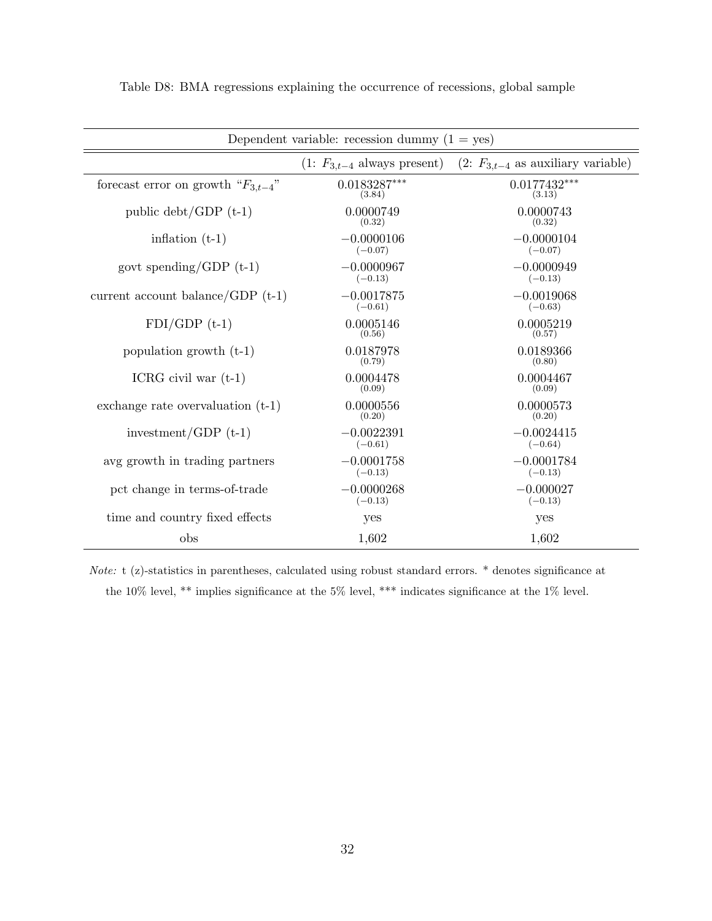Table D8: BMA regressions explaining the occurrence of recessions, global sample

| Dependent variable: recession dummy (1 = yes) | | |
|---|---|---|
| | (1: $F_{3,t-4}$ always present) | (2: $F_{3,t-4}$ as auxiliary variable) |
| forecast error on growth "$F_{3,t-4}$" | 0.0183287*** (3.84) | 0.0177432*** (3.13) |
| public debt/GDP (t-1) | 0.0000749 (0.32) | 0.0000743 (0.32) |
| inflation (t-1) | −0.0000106 (−0.07) | −0.0000104 (−0.07) |
| govt spending/GDP (t-1) | −0.0000967 (−0.13) | −0.0000949 (−0.13) |
| current account balance/GDP (t-1) | −0.0017875 (−0.61) | −0.0019068 (−0.63) |
| FDI/GDP (t-1) | 0.0005146 (0.56) | 0.0005219 (0.57) |
| population growth (t-1) | 0.0187978 (0.79) | 0.0189366 (0.80) |
| ICRG civil war (t-1) | 0.0004478 (0.09) | 0.0004467 (0.09) |
| exchange rate overvaluation (t-1) | 0.0000556 (0.20) | 0.0000573 (0.20) |
| investment/GDP (t-1) | −0.0022391 (−0.61) | −0.0024415 (−0.64) |
| avg growth in trading partners | −0.0001758 (−0.13) | −0.0001784 (−0.13) |
| pct change in terms-of-trade | −0.0000268 (−0.13) | −0.000027 (−0.13) |
| time and country fixed effects | yes | yes |
| obs | 1,602 | 1,602 |

*Note:* t (z)-statistics in parentheses, calculated using robust standard errors. * denotes significance at the 10% level, ** implies significance at the 5% level, *** indicates significance at the 1% level.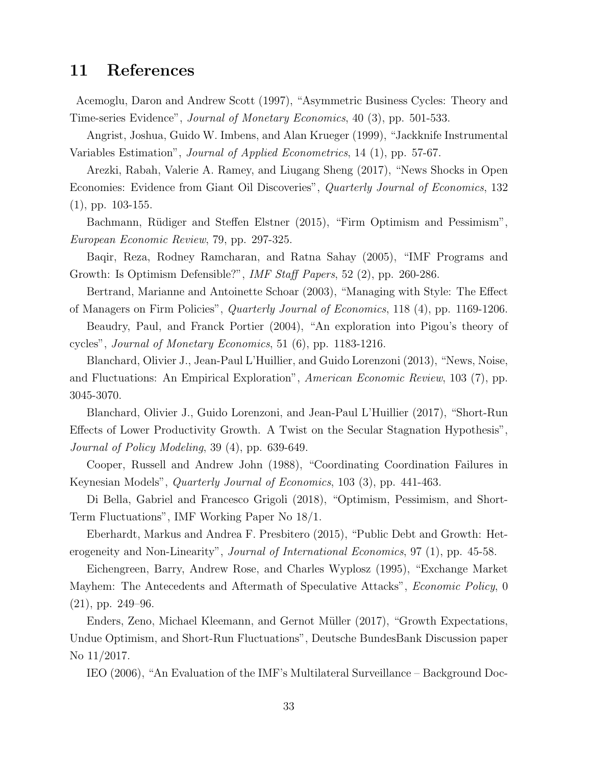## 11 References

Acemoglu, Daron and Andrew Scott (1997), "Asymmetric Business Cycles: Theory and Time-series Evidence", *Journal of Monetary Economics*, 40 (3), pp. 501-533.

Angrist, Joshua, Guido W. Imbens, and Alan Krueger (1999), "Jackknife Instrumental Variables Estimation", *Journal of Applied Econometrics*, 14 (1), pp. 57-67.

Arezki, Rabah, Valerie A. Ramey, and Liugang Sheng (2017), "News Shocks in Open Economies: Evidence from Giant Oil Discoveries", *Quarterly Journal of Economics*, 132 (1), pp. 103-155.

Bachmann, Rüdiger and Steffen Elstner (2015), "Firm Optimism and Pessimism", *European Economic Review*, 79, pp. 297-325.

Baqir, Reza, Rodney Ramcharan, and Ratna Sahay (2005), "IMF Programs and Growth: Is Optimism Defensible?", *IMF Staff Papers*, 52 (2), pp. 260-286.

Bertrand, Marianne and Antoinette Schoar (2003), "Managing with Style: The Effect of Managers on Firm Policies", *Quarterly Journal of Economics*, 118 (4), pp. 1169-1206.

Beaudry, Paul, and Franck Portier (2004), "An exploration into Pigou's theory of cycles", *Journal of Monetary Economics*, 51 (6), pp. 1183-1216.

Blanchard, Olivier J., Jean-Paul L'Huillier, and Guido Lorenzoni (2013), "News, Noise, and Fluctuations: An Empirical Exploration", *American Economic Review*, 103 (7), pp. 3045-3070.

Blanchard, Olivier J., Guido Lorenzoni, and Jean-Paul L'Huillier (2017), "Short-Run Effects of Lower Productivity Growth. A Twist on the Secular Stagnation Hypothesis", *Journal of Policy Modeling*, 39 (4), pp. 639-649.

Cooper, Russell and Andrew John (1988), "Coordinating Coordination Failures in Keynesian Models", *Quarterly Journal of Economics*, 103 (3), pp. 441-463.

Di Bella, Gabriel and Francesco Grigoli (2018), "Optimism, Pessimism, and Short-Term Fluctuations", IMF Working Paper No 18/1.

Eberhardt, Markus and Andrea F. Presbitero (2015), "Public Debt and Growth: Heterogeneity and Non-Linearity", *Journal of International Economics*, 97 (1), pp. 45-58.

Eichengreen, Barry, Andrew Rose, and Charles Wyplosz (1995), "Exchange Market Mayhem: The Antecedents and Aftermath of Speculative Attacks", *Economic Policy*, 0 (21), pp. 249–96.

Enders, Zeno, Michael Kleemann, and Gernot Müller (2017), "Growth Expectations, Undue Optimism, and Short-Run Fluctuations", Deutsche BundesBank Discussion paper No 11/2017.

IEO (2006), "An Evaluation of the IMF's Multilateral Surveillance – Background Doc-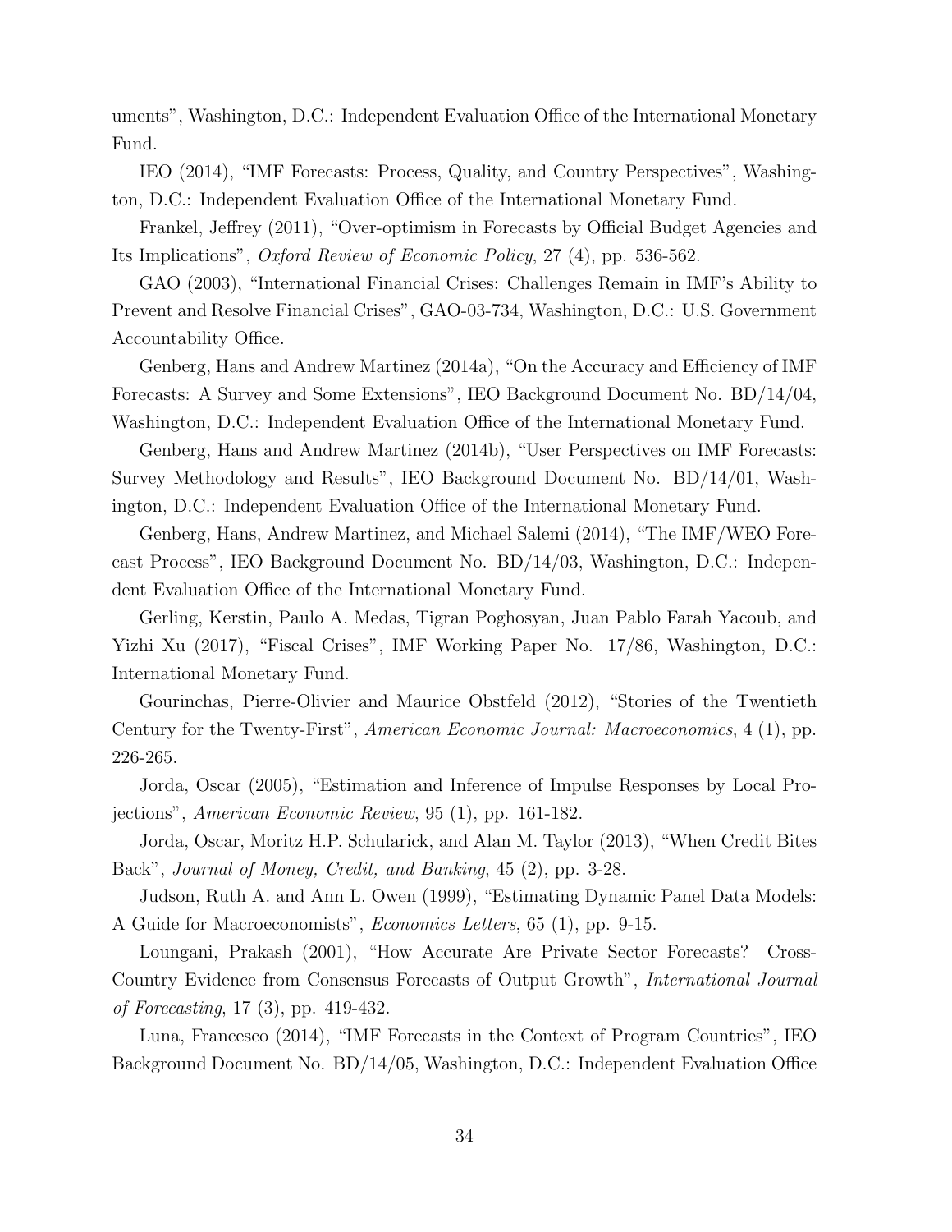uments", Washington, D.C.: Independent Evaluation Office of the International Monetary Fund.

IEO (2014), "IMF Forecasts: Process, Quality, and Country Perspectives", Washington, D.C.: Independent Evaluation Office of the International Monetary Fund.

Frankel, Jeffrey (2011), "Over-optimism in Forecasts by Official Budget Agencies and Its Implications", *Oxford Review of Economic Policy*, 27 (4), pp. 536-562.

GAO (2003), "International Financial Crises: Challenges Remain in IMF's Ability to Prevent and Resolve Financial Crises", GAO-03-734, Washington, D.C.: U.S. Government Accountability Office.

Genberg, Hans and Andrew Martinez (2014a), "On the Accuracy and Efficiency of IMF Forecasts: A Survey and Some Extensions", IEO Background Document No. BD/14/04, Washington, D.C.: Independent Evaluation Office of the International Monetary Fund.

Genberg, Hans and Andrew Martinez (2014b), "User Perspectives on IMF Forecasts: Survey Methodology and Results", IEO Background Document No. BD/14/01, Washington, D.C.: Independent Evaluation Office of the International Monetary Fund.

Genberg, Hans, Andrew Martinez, and Michael Salemi (2014), "The IMF/WEO Forecast Process", IEO Background Document No. BD/14/03, Washington, D.C.: Independent Evaluation Office of the International Monetary Fund.

Gerling, Kerstin, Paulo A. Medas, Tigran Poghosyan, Juan Pablo Farah Yacoub, and Yizhi Xu (2017), "Fiscal Crises", IMF Working Paper No. 17/86, Washington, D.C.: International Monetary Fund.

Gourinchas, Pierre-Olivier and Maurice Obstfeld (2012), "Stories of the Twentieth Century for the Twenty-First", *American Economic Journal: Macroeconomics*, 4 (1), pp. 226-265.

Jorda, Oscar (2005), "Estimation and Inference of Impulse Responses by Local Projections", *American Economic Review*, 95 (1), pp. 161-182.

Jorda, Oscar, Moritz H.P. Schularick, and Alan M. Taylor (2013), "When Credit Bites Back", *Journal of Money, Credit, and Banking*, 45 (2), pp. 3-28.

Judson, Ruth A. and Ann L. Owen (1999), "Estimating Dynamic Panel Data Models: A Guide for Macroeconomists", *Economics Letters*, 65 (1), pp. 9-15.

Loungani, Prakash (2001), "How Accurate Are Private Sector Forecasts? Cross-Country Evidence from Consensus Forecasts of Output Growth", *International Journal of Forecasting*, 17 (3), pp. 419-432.

Luna, Francesco (2014), "IMF Forecasts in the Context of Program Countries", IEO Background Document No. BD/14/05, Washington, D.C.: Independent Evaluation Office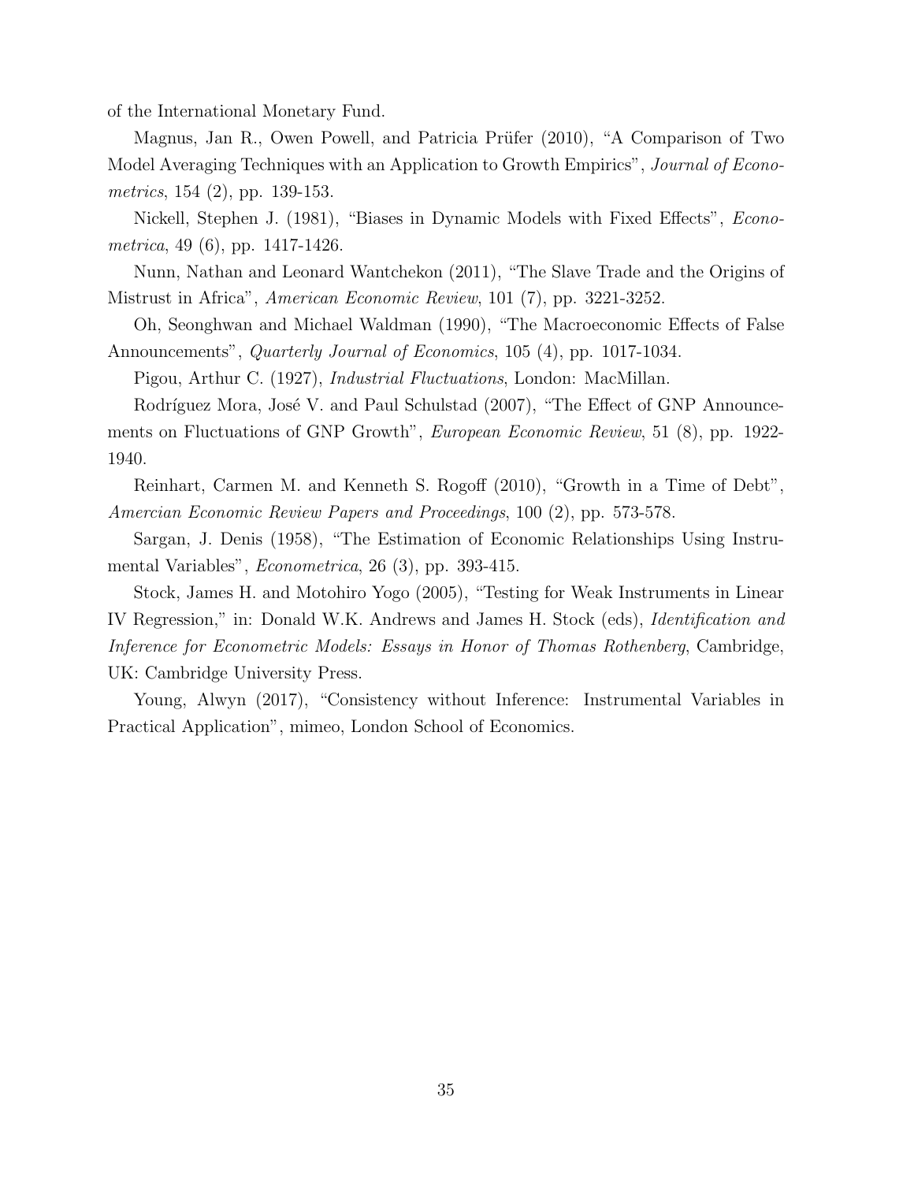of the International Monetary Fund.

Magnus, Jan R., Owen Powell, and Patricia Prüfer (2010), "A Comparison of Two Model Averaging Techniques with an Application to Growth Empirics", *Journal of Econometrics*, 154 (2), pp. 139-153.

Nickell, Stephen J. (1981), "Biases in Dynamic Models with Fixed Effects", *Econometrica*, 49 (6), pp. 1417-1426.

Nunn, Nathan and Leonard Wantchekon (2011), "The Slave Trade and the Origins of Mistrust in Africa", *American Economic Review*, 101 (7), pp. 3221-3252.

Oh, Seonghwan and Michael Waldman (1990), "The Macroeconomic Effects of False Announcements", *Quarterly Journal of Economics*, 105 (4), pp. 1017-1034.

Pigou, Arthur C. (1927), *Industrial Fluctuations*, London: MacMillan.

Rodríguez Mora, José V. and Paul Schulstad (2007), "The Effect of GNP Announcements on Fluctuations of GNP Growth", *European Economic Review*, 51 (8), pp. 1922-1940.

Reinhart, Carmen M. and Kenneth S. Rogoff (2010), "Growth in a Time of Debt", *Amercian Economic Review Papers and Proceedings*, 100 (2), pp. 573-578.

Sargan, J. Denis (1958), "The Estimation of Economic Relationships Using Instrumental Variables", *Econometrica*, 26 (3), pp. 393-415.

Stock, James H. and Motohiro Yogo (2005), "Testing for Weak Instruments in Linear IV Regression," in: Donald W.K. Andrews and James H. Stock (eds), *Identification and Inference for Econometric Models: Essays in Honor of Thomas Rothenberg*, Cambridge, UK: Cambridge University Press.

Young, Alwyn (2017), "Consistency without Inference: Instrumental Variables in Practical Application", mimeo, London School of Economics.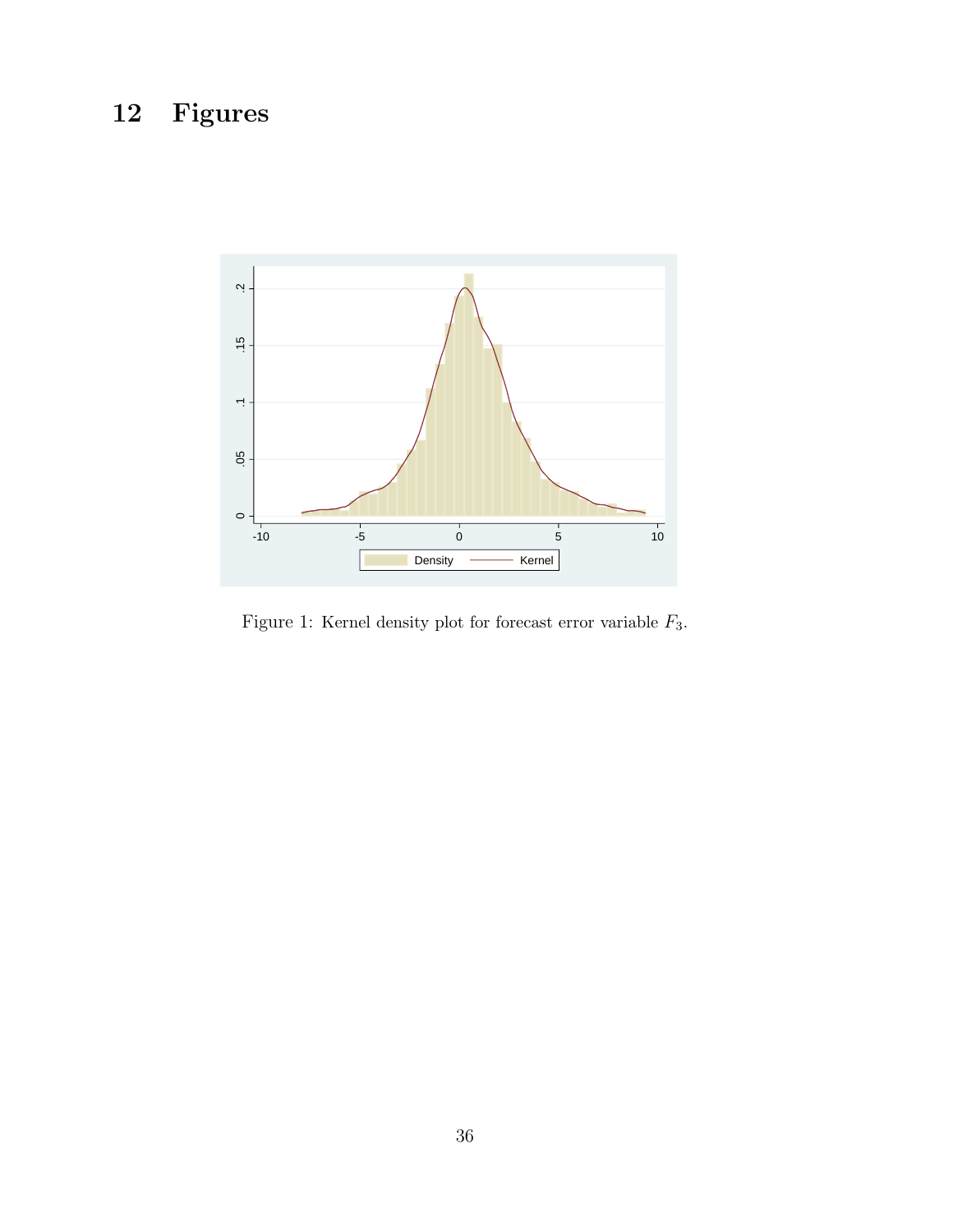# 12 Figures

Figure 1: Kernel density plot for forecast error variable $F_3$.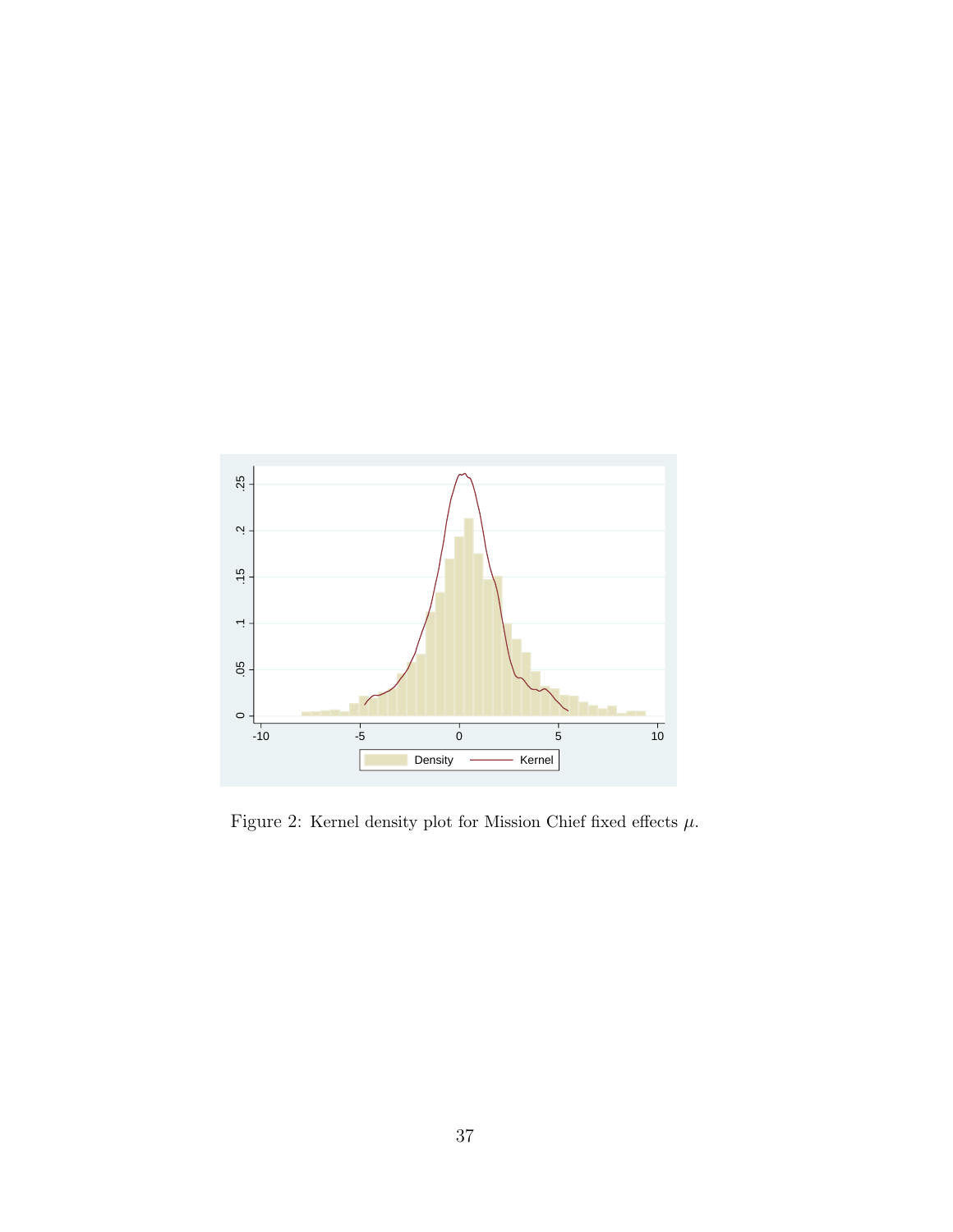Figure 2: Kernel density plot for Mission Chief fixed effects $\mu$.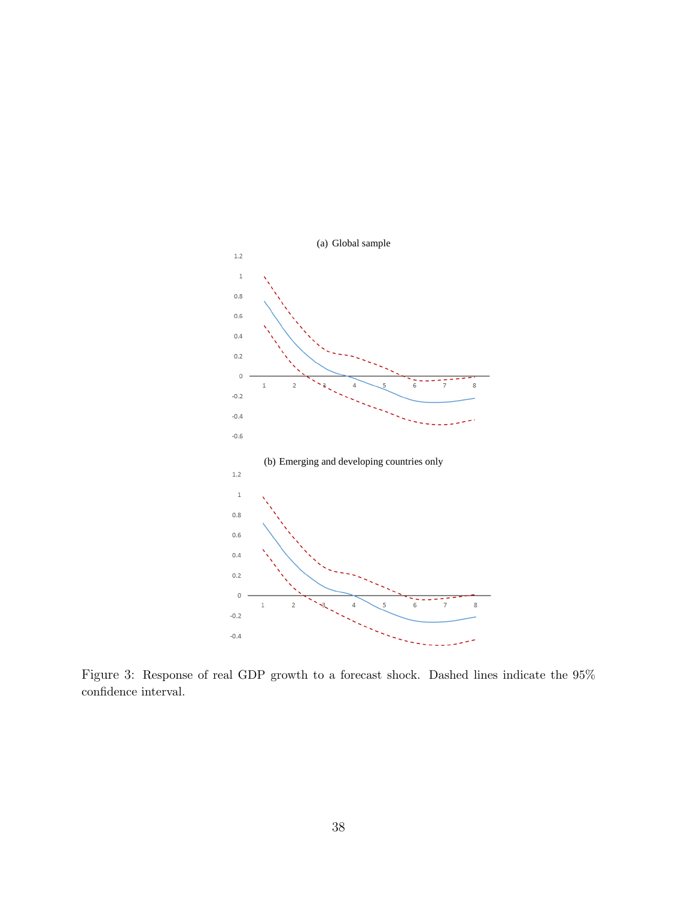(a) Global sample

(b) Emerging and developing countries only

Figure 3: Response of real GDP growth to a forecast shock. Dashed lines indicate the 95% confidence interval.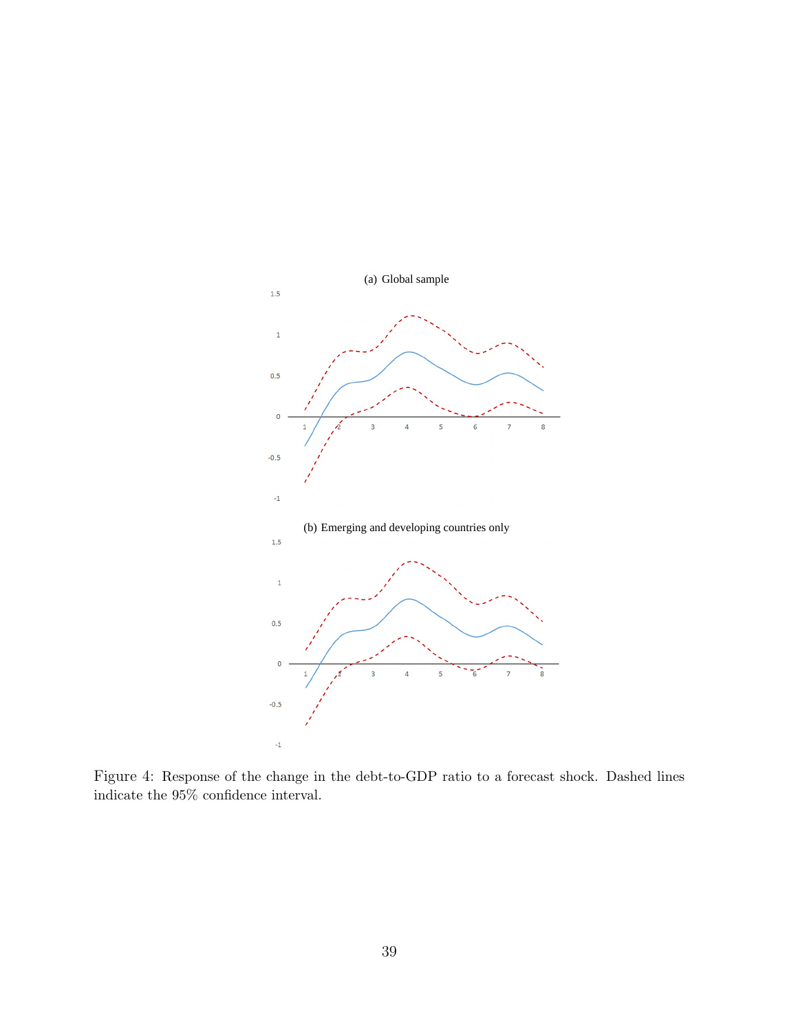(a) Global sample

(b) Emerging and developing countries only

Figure 4: Response of the change in the debt-to-GDP ratio to a forecast shock. Dashed lines indicate the 95% confidence interval.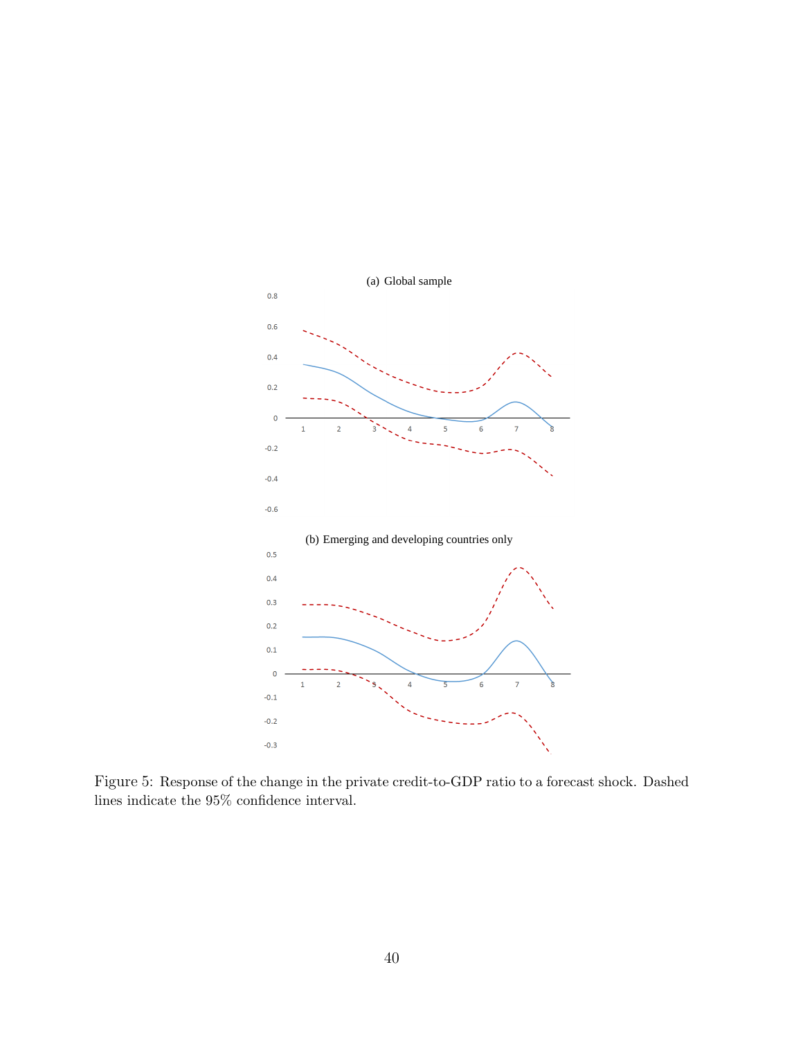(a) Global sample

(b) Emerging and developing countries only

Figure 5: Response of the change in the private credit-to-GDP ratio to a forecast shock. Dashed lines indicate the 95% confidence interval.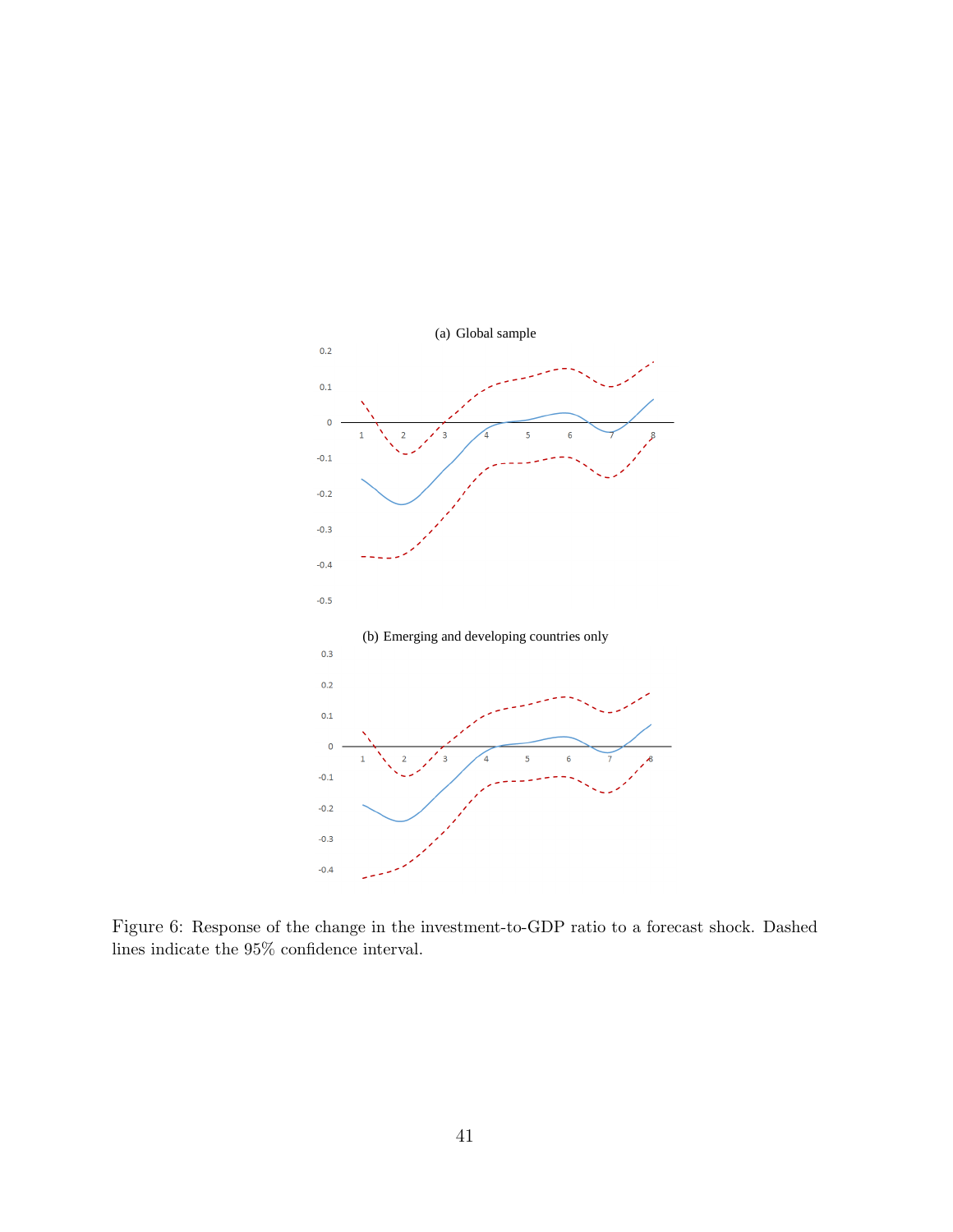(a) Global sample

0.2
0.1
0
-0.1
-0.2
-0.3
-0.4
-0.5

1 2 3 4 5 6 7 8

(b) Emerging and developing countries only

0.3
0.2
0.1
0
-0.1
-0.2
-0.3
-0.4

1 2 3 4 5 6 7 8

Figure 6: Response of the change in the investment-to-GDP ratio to a forecast shock. Dashed lines indicate the 95% confidence interval.